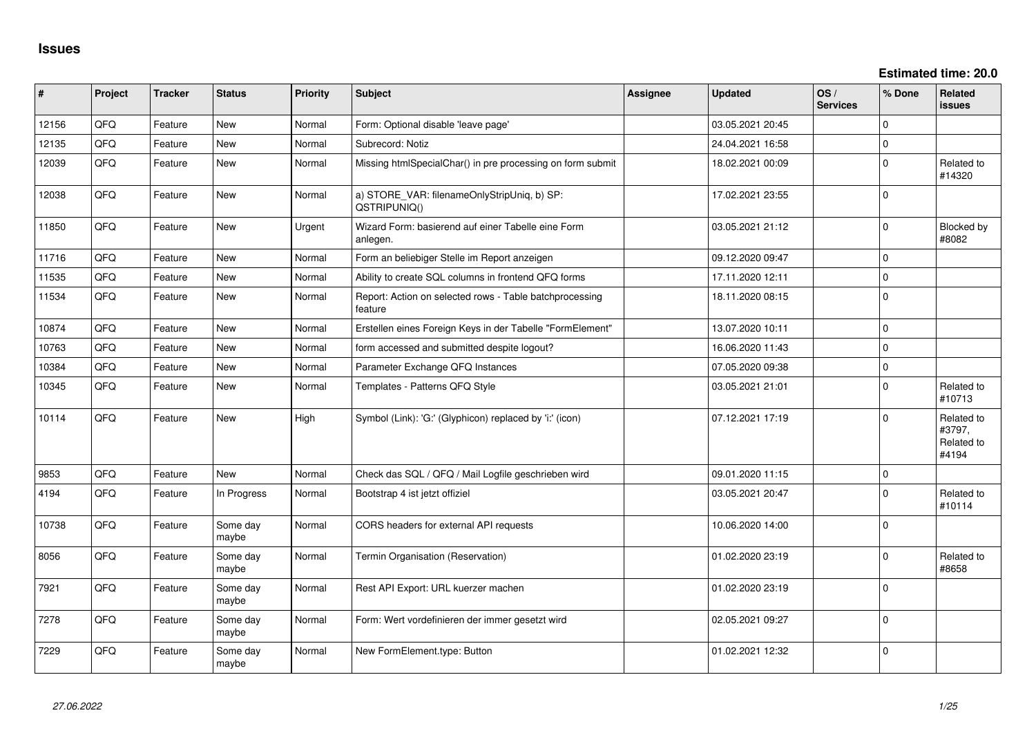# Issues

**Estimated time: 20.0**

| # | Project | Tracker | Status | Priority | Subject | Assignee | Updated | OS / Services | % Done | Related issues |
|---|---|---|---|---|---|---|---|---|---|---|
| 12156 | QFQ | Feature | New | Normal | Form: Optional disable 'leave page' | | 03.05.2021 20:45 | | 0 | |
| 12135 | QFQ | Feature | New | Normal | Subrecord: Notiz | | 24.04.2021 16:58 | | 0 | |
| 12039 | QFQ | Feature | New | Normal | Missing htmlSpecialChar() in pre processing on form submit | | 18.02.2021 00:09 | | 0 | Related to #14320 |
| 12038 | QFQ | Feature | New | Normal | a) STORE_VAR: filenameOnlyStripUniq, b) SP: QSTRIPUNIQ() | | 17.02.2021 23:55 | | 0 | |
| 11850 | QFQ | Feature | New | Urgent | Wizard Form: basierend auf einer Tabelle eine Form anlegen. | | 03.05.2021 21:12 | | 0 | Blocked by #8082 |
| 11716 | QFQ | Feature | New | Normal | Form an beliebiger Stelle im Report anzeigen | | 09.12.2020 09:47 | | 0 | |
| 11535 | QFQ | Feature | New | Normal | Ability to create SQL columns in frontend QFQ forms | | 17.11.2020 12:11 | | 0 | |
| 11534 | QFQ | Feature | New | Normal | Report: Action on selected rows - Table batchprocessing feature | | 18.11.2020 08:15 | | 0 | |
| 10874 | QFQ | Feature | New | Normal | Erstellen eines Foreign Keys in der Tabelle "FormElement" | | 13.07.2020 10:11 | | 0 | |
| 10763 | QFQ | Feature | New | Normal | form accessed and submitted despite logout? | | 16.06.2020 11:43 | | 0 | |
| 10384 | QFQ | Feature | New | Normal | Parameter Exchange QFQ Instances | | 07.05.2020 09:38 | | 0 | |
| 10345 | QFQ | Feature | New | Normal | Templates - Patterns QFQ Style | | 03.05.2021 21:01 | | 0 | Related to #10713 |
| 10114 | QFQ | Feature | New | High | Symbol (Link): 'G:' (Glyphicon) replaced by 'i:' (icon) | | 07.12.2021 17:19 | | 0 | Related to #3797, Related to #4194 |
| 9853 | QFQ | Feature | New | Normal | Check das SQL / QFQ / Mail Logfile geschrieben wird | | 09.01.2020 11:15 | | 0 | |
| 4194 | QFQ | Feature | In Progress | Normal | Bootstrap 4 ist jetzt offiziel | | 03.05.2021 20:47 | | 0 | Related to #10114 |
| 10738 | QFQ | Feature | Some day maybe | Normal | CORS headers for external API requests | | 10.06.2020 14:00 | | 0 | |
| 8056 | QFQ | Feature | Some day maybe | Normal | Termin Organisation (Reservation) | | 01.02.2020 23:19 | | 0 | Related to #8658 |
| 7921 | QFQ | Feature | Some day maybe | Normal | Rest API Export: URL kuerzer machen | | 01.02.2020 23:19 | | 0 | |
| 7278 | QFQ | Feature | Some day maybe | Normal | Form: Wert vordefinieren der immer gesetzt wird | | 02.05.2021 09:27 | | 0 | |
| 7229 | QFQ | Feature | Some day maybe | Normal | New FormElement.type: Button | | 01.02.2021 12:32 | | 0 | |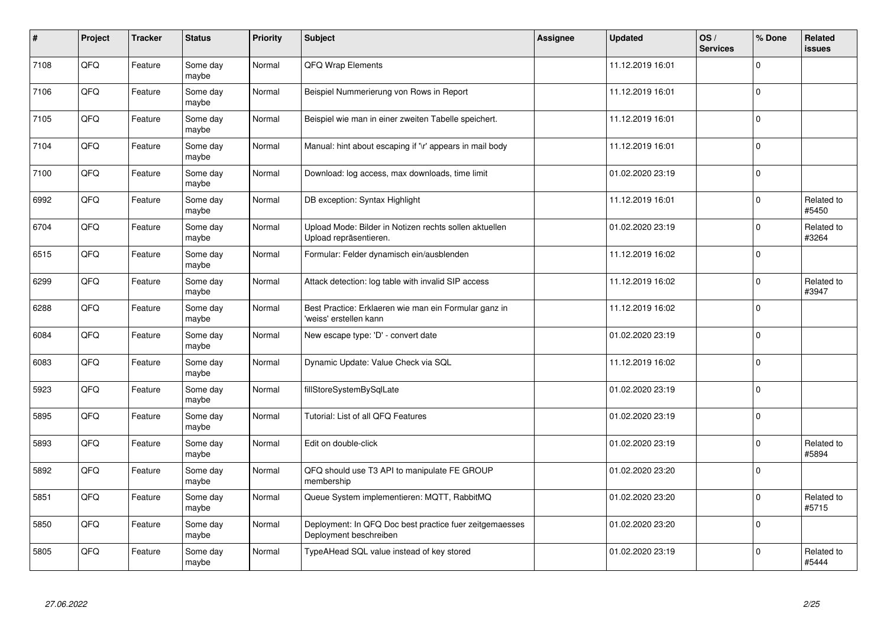| # | Project | Tracker | Status | Priority | Subject | Assignee | Updated | OS / Services | % Done | Related issues |
|---|---|---|---|---|---|---|---|---|---|---|
| 7108 | QFQ | Feature | Some day maybe | Normal | QFQ Wrap Elements | | 11.12.2019 16:01 | | 0 | |
| 7106 | QFQ | Feature | Some day maybe | Normal | Beispiel Nummerierung von Rows in Report | | 11.12.2019 16:01 | | 0 | |
| 7105 | QFQ | Feature | Some day maybe | Normal | Beispiel wie man in einer zweiten Tabelle speichert. | | 11.12.2019 16:01 | | 0 | |
| 7104 | QFQ | Feature | Some day maybe | Normal | Manual: hint about escaping if '\r' appears in mail body | | 11.12.2019 16:01 | | 0 | |
| 7100 | QFQ | Feature | Some day maybe | Normal | Download: log access, max downloads, time limit | | 01.02.2020 23:19 | | 0 | |
| 6992 | QFQ | Feature | Some day maybe | Normal | DB exception: Syntax Highlight | | 11.12.2019 16:01 | | 0 | Related to #5450 |
| 6704 | QFQ | Feature | Some day maybe | Normal | Upload Mode: Bilder in Notizen rechts sollen aktuellen Upload repräsentieren. | | 01.02.2020 23:19 | | 0 | Related to #3264 |
| 6515 | QFQ | Feature | Some day maybe | Normal | Formular: Felder dynamisch ein/ausblenden | | 11.12.2019 16:02 | | 0 | |
| 6299 | QFQ | Feature | Some day maybe | Normal | Attack detection: log table with invalid SIP access | | 11.12.2019 16:02 | | 0 | Related to #3947 |
| 6288 | QFQ | Feature | Some day maybe | Normal | Best Practice: Erklaeren wie man ein Formular ganz in 'weiss' erstellen kann | | 11.12.2019 16:02 | | 0 | |
| 6084 | QFQ | Feature | Some day maybe | Normal | New escape type: 'D' - convert date | | 01.02.2020 23:19 | | 0 | |
| 6083 | QFQ | Feature | Some day maybe | Normal | Dynamic Update: Value Check via SQL | | 11.12.2019 16:02 | | 0 | |
| 5923 | QFQ | Feature | Some day maybe | Normal | fillStoreSystemBySqlLate | | 01.02.2020 23:19 | | 0 | |
| 5895 | QFQ | Feature | Some day maybe | Normal | Tutorial: List of all QFQ Features | | 01.02.2020 23:19 | | 0 | |
| 5893 | QFQ | Feature | Some day maybe | Normal | Edit on double-click | | 01.02.2020 23:19 | | 0 | Related to #5894 |
| 5892 | QFQ | Feature | Some day maybe | Normal | QFQ should use T3 API to manipulate FE GROUP membership | | 01.02.2020 23:20 | | 0 | |
| 5851 | QFQ | Feature | Some day maybe | Normal | Queue System implementieren: MQTT, RabbitMQ | | 01.02.2020 23:20 | | 0 | Related to #5715 |
| 5850 | QFQ | Feature | Some day maybe | Normal | Deployment: In QFQ Doc best practice fuer zeitgemaesses Deployment beschreiben | | 01.02.2020 23:20 | | 0 | |
| 5805 | QFQ | Feature | Some day maybe | Normal | TypeAHead SQL value instead of key stored | | 01.02.2020 23:19 | | 0 | Related to #5444 |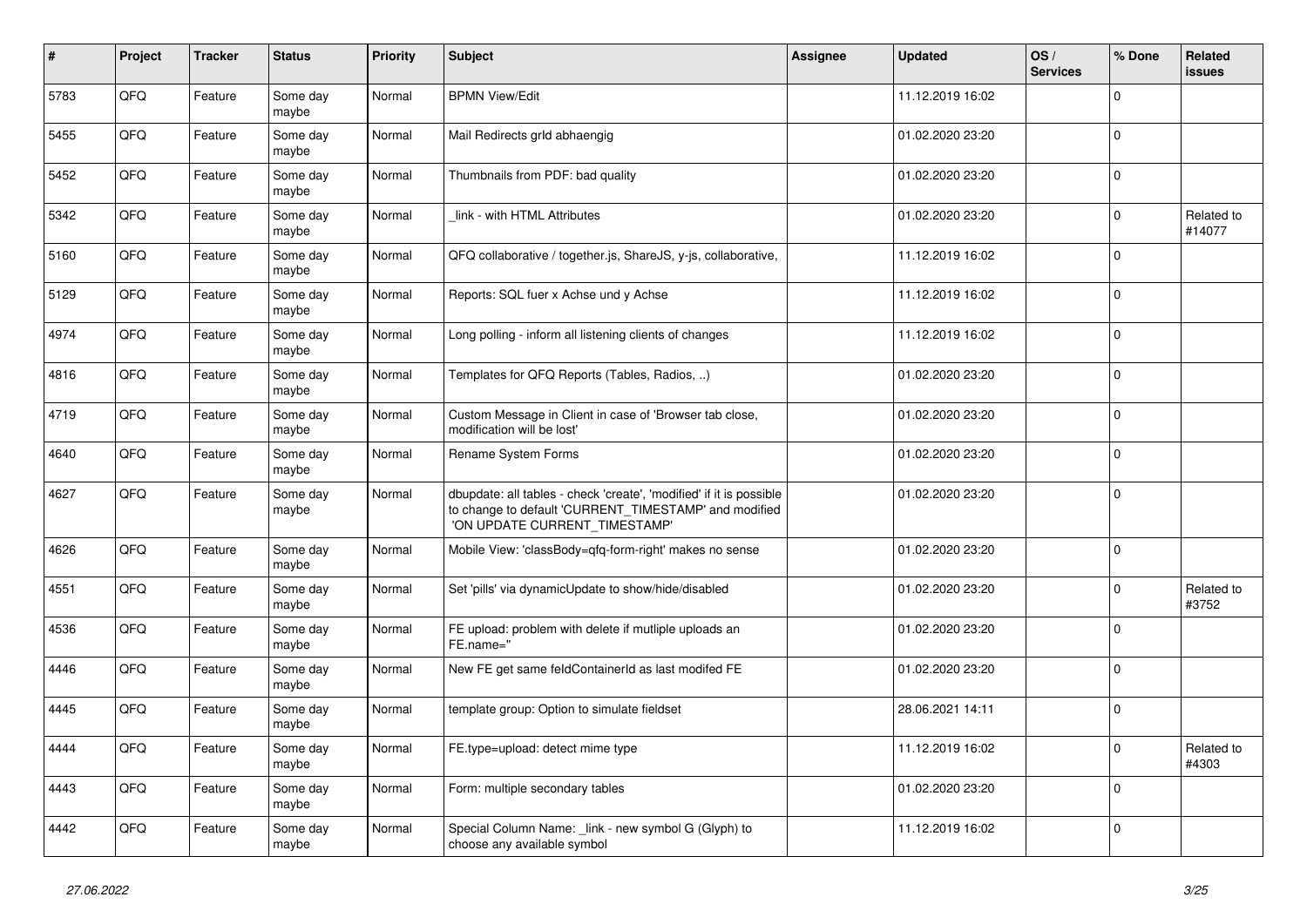| # | Project | Tracker | Status | Priority | Subject | Assignee | Updated | OS / Services | % Done | Related issues |
|---|---|---|---|---|---|---|---|---|---|---|
| 5783 | QFQ | Feature | Some day maybe | Normal | BPMN View/Edit | | 11.12.2019 16:02 | | 0 | |
| 5455 | QFQ | Feature | Some day maybe | Normal | Mail Redirects grld abhaengig | | 01.02.2020 23:20 | | 0 | |
| 5452 | QFQ | Feature | Some day maybe | Normal | Thumbnails from PDF: bad quality | | 01.02.2020 23:20 | | 0 | |
| 5342 | QFQ | Feature | Some day maybe | Normal | _link - with HTML Attributes | | 01.02.2020 23:20 | | 0 | Related to #14077 |
| 5160 | QFQ | Feature | Some day maybe | Normal | QFQ collaborative / together.js, ShareJS, y-js, collaborative, | | 11.12.2019 16:02 | | 0 | |
| 5129 | QFQ | Feature | Some day maybe | Normal | Reports: SQL fuer x Achse und y Achse | | 11.12.2019 16:02 | | 0 | |
| 4974 | QFQ | Feature | Some day maybe | Normal | Long polling - inform all listening clients of changes | | 11.12.2019 16:02 | | 0 | |
| 4816 | QFQ | Feature | Some day maybe | Normal | Templates for QFQ Reports (Tables, Radios, ..) | | 01.02.2020 23:20 | | 0 | |
| 4719 | QFQ | Feature | Some day maybe | Normal | Custom Message in Client in case of 'Browser tab close, modification will be lost' | | 01.02.2020 23:20 | | 0 | |
| 4640 | QFQ | Feature | Some day maybe | Normal | Rename System Forms | | 01.02.2020 23:20 | | 0 | |
| 4627 | QFQ | Feature | Some day maybe | Normal | dbupdate: all tables - check 'create', 'modified' if it is possible to change to default 'CURRENT_TIMESTAMP' and modified 'ON UPDATE CURRENT_TIMESTAMP' | | 01.02.2020 23:20 | | 0 | |
| 4626 | QFQ | Feature | Some day maybe | Normal | Mobile View: 'classBody=qfq-form-right' makes no sense | | 01.02.2020 23:20 | | 0 | |
| 4551 | QFQ | Feature | Some day maybe | Normal | Set 'pills' via dynamicUpdate to show/hide/disabled | | 01.02.2020 23:20 | | 0 | Related to #3752 |
| 4536 | QFQ | Feature | Some day maybe | Normal | FE upload: problem with delete if mutliple uploads an FE.name=" | | 01.02.2020 23:20 | | 0 | |
| 4446 | QFQ | Feature | Some day maybe | Normal | New FE get same feldContainerId as last modifed FE | | 01.02.2020 23:20 | | 0 | |
| 4445 | QFQ | Feature | Some day maybe | Normal | template group: Option to simulate fieldset | | 28.06.2021 14:11 | | 0 | |
| 4444 | QFQ | Feature | Some day maybe | Normal | FE.type=upload: detect mime type | | 11.12.2019 16:02 | | 0 | Related to #4303 |
| 4443 | QFQ | Feature | Some day maybe | Normal | Form: multiple secondary tables | | 01.02.2020 23:20 | | 0 | |
| 4442 | QFQ | Feature | Some day maybe | Normal | Special Column Name: _link - new symbol G (Glyph) to choose any available symbol | | 11.12.2019 16:02 | | 0 | |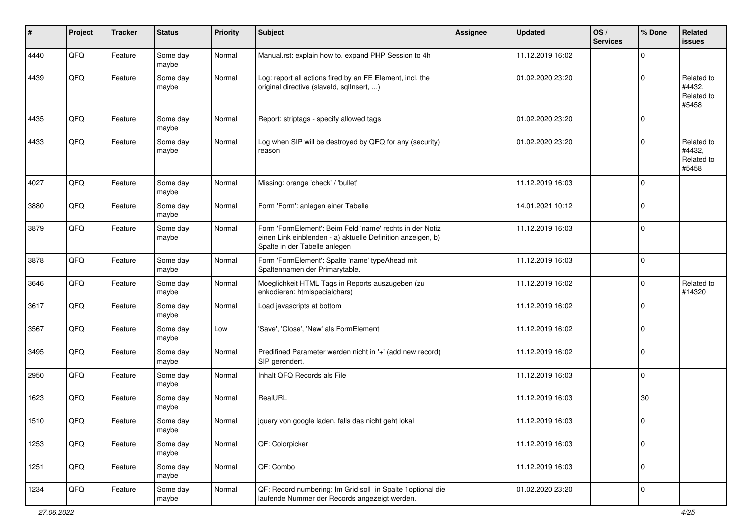| # | Project | Tracker | Status | Priority | Subject | Assignee | Updated | OS / Services | % Done | Related issues |
|---|---|---|---|---|---|---|---|---|---|---|
| 4440 | QFQ | Feature | Some day maybe | Normal | Manual.rst: explain how to. expand PHP Session to 4h | | 11.12.2019 16:02 | | 0 | |
| 4439 | QFQ | Feature | Some day maybe | Normal | Log: report all actions fired by an FE Element, incl. the original directive (slaveId, sqlInsert, ...) | | 01.02.2020 23:20 | | 0 | Related to #4432, Related to #5458 |
| 4435 | QFQ | Feature | Some day maybe | Normal | Report: striptags - specify allowed tags | | 01.02.2020 23:20 | | 0 | |
| 4433 | QFQ | Feature | Some day maybe | Normal | Log when SIP will be destroyed by QFQ for any (security) reason | | 01.02.2020 23:20 | | 0 | Related to #4432, Related to #5458 |
| 4027 | QFQ | Feature | Some day maybe | Normal | Missing: orange 'check' / 'bullet' | | 11.12.2019 16:03 | | 0 | |
| 3880 | QFQ | Feature | Some day maybe | Normal | Form 'Form': anlegen einer Tabelle | | 14.01.2021 10:12 | | 0 | |
| 3879 | QFQ | Feature | Some day maybe | Normal | Form 'FormElement': Beim Feld 'name' rechts in der Notiz einen Link einblenden - a) aktuelle Definition anzeigen, b) Spalte in der Tabelle anlegen | | 11.12.2019 16:03 | | 0 | |
| 3878 | QFQ | Feature | Some day maybe | Normal | Form 'FormElement': Spalte 'name' typeAhead mit Spaltennamen der Primarytable. | | 11.12.2019 16:03 | | 0 | |
| 3646 | QFQ | Feature | Some day maybe | Normal | Moeglichkeit HTML Tags in Reports auszugeben (zu enkodieren: htmlspecialchars) | | 11.12.2019 16:02 | | 0 | Related to #14320 |
| 3617 | QFQ | Feature | Some day maybe | Normal | Load javascripts at bottom | | 11.12.2019 16:02 | | 0 | |
| 3567 | QFQ | Feature | Some day maybe | Low | 'Save', 'Close', 'New' als FormElement | | 11.12.2019 16:02 | | 0 | |
| 3495 | QFQ | Feature | Some day maybe | Normal | Predifined Parameter werden nicht in '+' (add new record) SIP gerendert. | | 11.12.2019 16:02 | | 0 | |
| 2950 | QFQ | Feature | Some day maybe | Normal | Inhalt QFQ Records als File | | 11.12.2019 16:03 | | 0 | |
| 1623 | QFQ | Feature | Some day maybe | Normal | RealURL | | 11.12.2019 16:03 | | 30 | |
| 1510 | QFQ | Feature | Some day maybe | Normal | jquery von google laden, falls das nicht geht lokal | | 11.12.2019 16:03 | | 0 | |
| 1253 | QFQ | Feature | Some day maybe | Normal | QF: Colorpicker | | 11.12.2019 16:03 | | 0 | |
| 1251 | QFQ | Feature | Some day maybe | Normal | QF: Combo | | 11.12.2019 16:03 | | 0 | |
| 1234 | QFQ | Feature | Some day maybe | Normal | QF: Record numbering: Im Grid soll in Spalte 1optional die laufende Nummer der Records angezeigt werden. | | 01.02.2020 23:20 | | 0 | |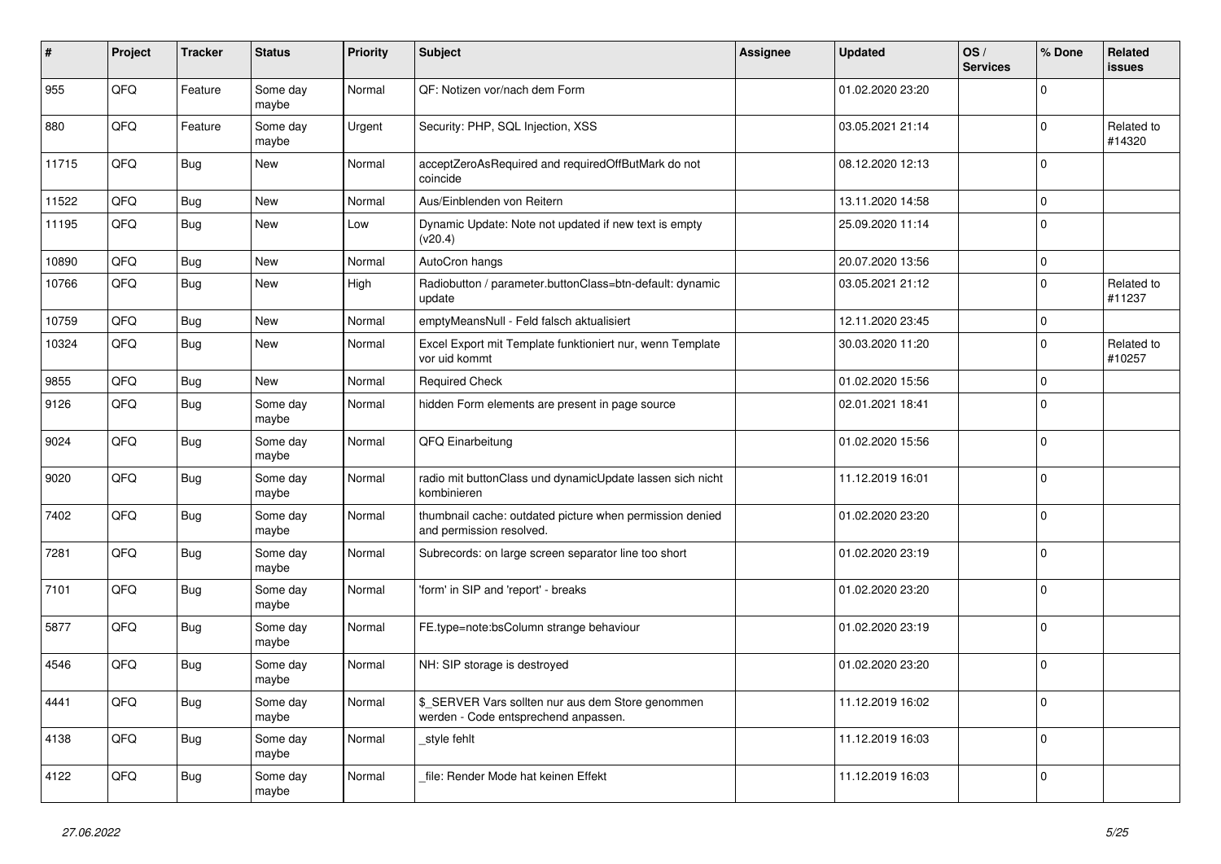| # | Project | Tracker | Status | Priority | Subject | Assignee | Updated | OS / Services | % Done | Related issues |
|---|---|---|---|---|---|---|---|---|---|---|
| 955 | QFQ | Feature | Some day maybe | Normal | QF: Notizen vor/nach dem Form | | 01.02.2020 23:20 | | 0 | |
| 880 | QFQ | Feature | Some day maybe | Urgent | Security: PHP, SQL Injection, XSS | | 03.05.2021 21:14 | | 0 | Related to #14320 |
| 11715 | QFQ | Bug | New | Normal | acceptZeroAsRequired and requiredOffButMark do not coincide | | 08.12.2020 12:13 | | 0 | |
| 11522 | QFQ | Bug | New | Normal | Aus/Einblenden von Reitern | | 13.11.2020 14:58 | | 0 | |
| 11195 | QFQ | Bug | New | Low | Dynamic Update: Note not updated if new text is empty (v20.4) | | 25.09.2020 11:14 | | 0 | |
| 10890 | QFQ | Bug | New | Normal | AutoCron hangs | | 20.07.2020 13:56 | | 0 | |
| 10766 | QFQ | Bug | New | High | Radiobutton / parameter.buttonClass=btn-default: dynamic update | | 03.05.2021 21:12 | | 0 | Related to #11237 |
| 10759 | QFQ | Bug | New | Normal | emptyMeansNull - Feld falsch aktualisiert | | 12.11.2020 23:45 | | 0 | |
| 10324 | QFQ | Bug | New | Normal | Excel Export mit Template funktioniert nur, wenn Template vor uid kommt | | 30.03.2020 11:20 | | 0 | Related to #10257 |
| 9855 | QFQ | Bug | New | Normal | Required Check | | 01.02.2020 15:56 | | 0 | |
| 9126 | QFQ | Bug | Some day maybe | Normal | hidden Form elements are present in page source | | 02.01.2021 18:41 | | 0 | |
| 9024 | QFQ | Bug | Some day maybe | Normal | QFQ Einarbeitung | | 01.02.2020 15:56 | | 0 | |
| 9020 | QFQ | Bug | Some day maybe | Normal | radio mit buttonClass und dynamicUpdate lassen sich nicht kombinieren | | 11.12.2019 16:01 | | 0 | |
| 7402 | QFQ | Bug | Some day maybe | Normal | thumbnail cache: outdated picture when permission denied and permission resolved. | | 01.02.2020 23:20 | | 0 | |
| 7281 | QFQ | Bug | Some day maybe | Normal | Subrecords: on large screen separator line too short | | 01.02.2020 23:19 | | 0 | |
| 7101 | QFQ | Bug | Some day maybe | Normal | 'form' in SIP and 'report' - breaks | | 01.02.2020 23:20 | | 0 | |
| 5877 | QFQ | Bug | Some day maybe | Normal | FE.type=note:bsColumn strange behaviour | | 01.02.2020 23:19 | | 0 | |
| 4546 | QFQ | Bug | Some day maybe | Normal | NH: SIP storage is destroyed | | 01.02.2020 23:20 | | 0 | |
| 4441 | QFQ | Bug | Some day maybe | Normal | $_SERVER Vars sollten nur aus dem Store genommen werden - Code entsprechend anpassen. | | 11.12.2019 16:02 | | 0 | |
| 4138 | QFQ | Bug | Some day maybe | Normal | _style fehlt | | 11.12.2019 16:03 | | 0 | |
| 4122 | QFQ | Bug | Some day maybe | Normal | _file: Render Mode hat keinen Effekt | | 11.12.2019 16:03 | | 0 | |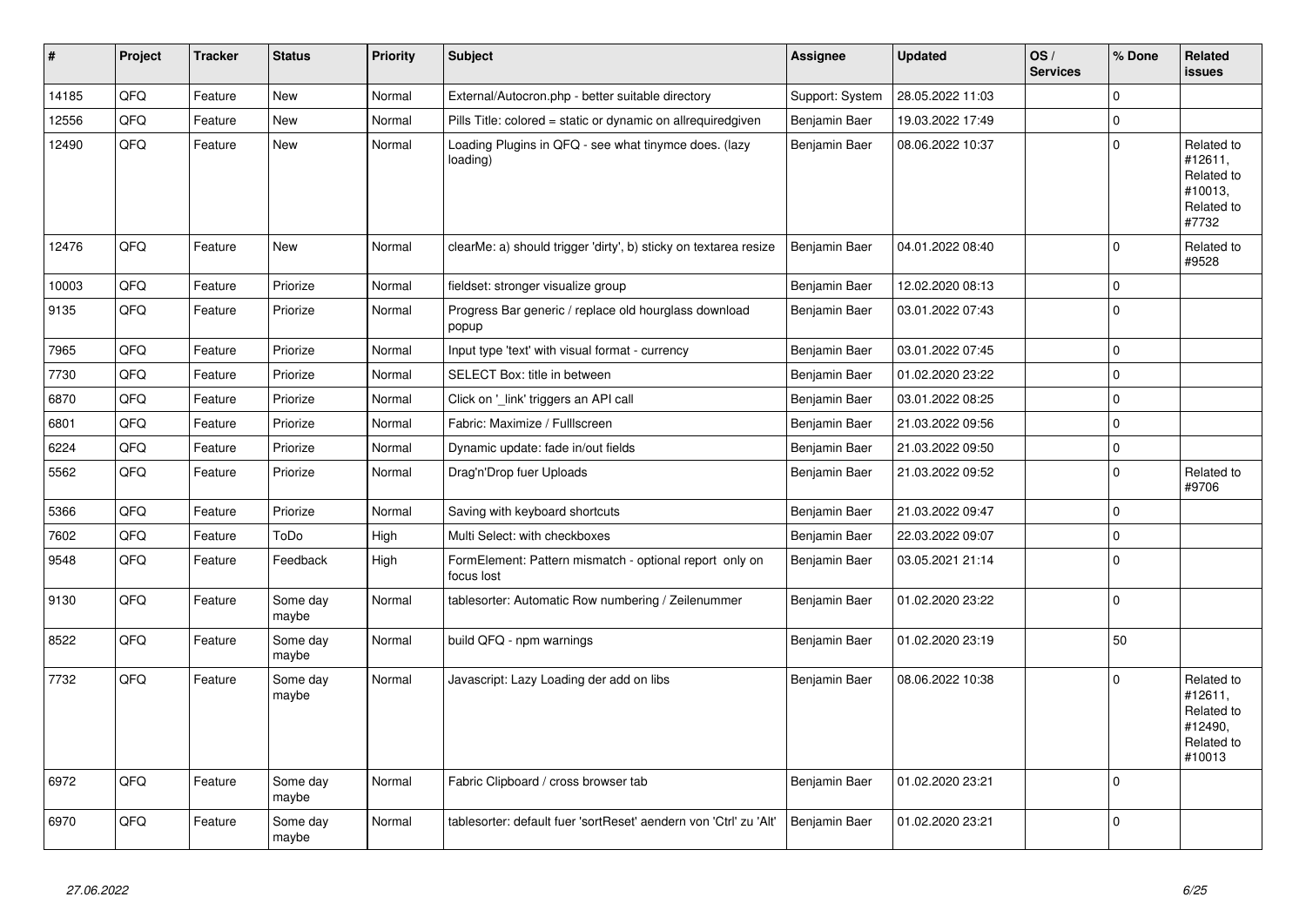| # | Project | Tracker | Status | Priority | Subject | Assignee | Updated | OS / Services | % Done | Related issues |
|---|---|---|---|---|---|---|---|---|---|---|
| 14185 | QFQ | Feature | New | Normal | External/Autocron.php - better suitable directory | Support: System | 28.05.2022 11:03 | | 0 | |
| 12556 | QFQ | Feature | New | Normal | Pills Title: colored = static or dynamic on allrequiredgiven | Benjamin Baer | 19.03.2022 17:49 | | 0 | |
| 12490 | QFQ | Feature | New | Normal | Loading Plugins in QFQ - see what tinymce does. (lazy loading) | Benjamin Baer | 08.06.2022 10:37 | | 0 | Related to #12611, Related to #10013, Related to #7732 |
| 12476 | QFQ | Feature | New | Normal | clearMe: a) should trigger 'dirty', b) sticky on textarea resize | Benjamin Baer | 04.01.2022 08:40 | | 0 | Related to #9528 |
| 10003 | QFQ | Feature | Priorize | Normal | fieldset: stronger visualize group | Benjamin Baer | 12.02.2020 08:13 | | 0 | |
| 9135 | QFQ | Feature | Priorize | Normal | Progress Bar generic / replace old hourglass download popup | Benjamin Baer | 03.01.2022 07:43 | | 0 | |
| 7965 | QFQ | Feature | Priorize | Normal | Input type 'text' with visual format - currency | Benjamin Baer | 03.01.2022 07:45 | | 0 | |
| 7730 | QFQ | Feature | Priorize | Normal | SELECT Box: title in between | Benjamin Baer | 01.02.2020 23:22 | | 0 | |
| 6870 | QFQ | Feature | Priorize | Normal | Click on '_link' triggers an API call | Benjamin Baer | 03.01.2022 08:25 | | 0 | |
| 6801 | QFQ | Feature | Priorize | Normal | Fabric: Maximize / Fulllscreen | Benjamin Baer | 21.03.2022 09:56 | | 0 | |
| 6224 | QFQ | Feature | Priorize | Normal | Dynamic update: fade in/out fields | Benjamin Baer | 21.03.2022 09:50 | | 0 | |
| 5562 | QFQ | Feature | Priorize | Normal | Drag'n'Drop fuer Uploads | Benjamin Baer | 21.03.2022 09:52 | | 0 | Related to #9706 |
| 5366 | QFQ | Feature | Priorize | Normal | Saving with keyboard shortcuts | Benjamin Baer | 21.03.2022 09:47 | | 0 | |
| 7602 | QFQ | Feature | ToDo | High | Multi Select: with checkboxes | Benjamin Baer | 22.03.2022 09:07 | | 0 | |
| 9548 | QFQ | Feature | Feedback | High | FormElement: Pattern mismatch - optional report only on focus lost | Benjamin Baer | 03.05.2021 21:14 | | 0 | |
| 9130 | QFQ | Feature | Some day maybe | Normal | tablesorter: Automatic Row numbering / Zeilenummer | Benjamin Baer | 01.02.2020 23:22 | | 0 | |
| 8522 | QFQ | Feature | Some day maybe | Normal | build QFQ - npm warnings | Benjamin Baer | 01.02.2020 23:19 | | 50 | |
| 7732 | QFQ | Feature | Some day maybe | Normal | Javascript: Lazy Loading der add on libs | Benjamin Baer | 08.06.2022 10:38 | | 0 | Related to #12611, Related to #12490, Related to #10013 |
| 6972 | QFQ | Feature | Some day maybe | Normal | Fabric Clipboard / cross browser tab | Benjamin Baer | 01.02.2020 23:21 | | 0 | |
| 6970 | QFQ | Feature | Some day maybe | Normal | tablesorter: default fuer 'sortReset' aendern von 'Ctrl' zu 'Alt' | Benjamin Baer | 01.02.2020 23:21 | | 0 | |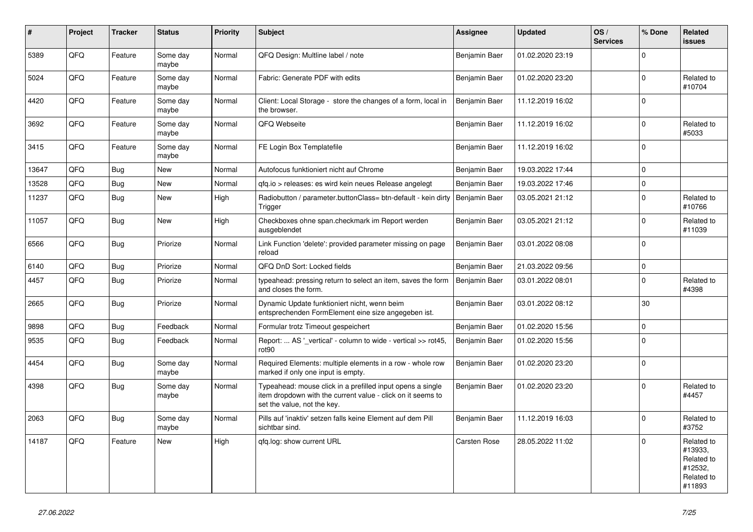| # | Project | Tracker | Status | Priority | Subject | Assignee | Updated | OS / Services | % Done | Related issues |
|---|---|---|---|---|---|---|---|---|---|---|
| 5389 | QFQ | Feature | Some day maybe | Normal | QFQ Design: Multline label / note | Benjamin Baer | 01.02.2020 23:19 | | 0 | |
| 5024 | QFQ | Feature | Some day maybe | Normal | Fabric: Generate PDF with edits | Benjamin Baer | 01.02.2020 23:20 | | 0 | Related to #10704 |
| 4420 | QFQ | Feature | Some day maybe | Normal | Client: Local Storage - store the changes of a form, local in the browser. | Benjamin Baer | 11.12.2019 16:02 | | 0 | |
| 3692 | QFQ | Feature | Some day maybe | Normal | QFQ Webseite | Benjamin Baer | 11.12.2019 16:02 | | 0 | Related to #5033 |
| 3415 | QFQ | Feature | Some day maybe | Normal | FE Login Box Templatefile | Benjamin Baer | 11.12.2019 16:02 | | 0 | |
| 13647 | QFQ | Bug | New | Normal | Autofocus funktioniert nicht auf Chrome | Benjamin Baer | 19.03.2022 17:44 | | 0 | |
| 13528 | QFQ | Bug | New | Normal | qfq.io > releases: es wird kein neues Release angelegt | Benjamin Baer | 19.03.2022 17:46 | | 0 | |
| 11237 | QFQ | Bug | New | High | Radiobutton / parameter.buttonClass= btn-default - kein dirty Trigger | Benjamin Baer | 03.05.2021 21:12 | | 0 | Related to #10766 |
| 11057 | QFQ | Bug | New | High | Checkboxes ohne span.checkmark im Report werden ausgeblendet | Benjamin Baer | 03.05.2021 21:12 | | 0 | Related to #11039 |
| 6566 | QFQ | Bug | Priorize | Normal | Link Function 'delete': provided parameter missing on page reload | Benjamin Baer | 03.01.2022 08:08 | | 0 | |
| 6140 | QFQ | Bug | Priorize | Normal | QFQ DnD Sort: Locked fields | Benjamin Baer | 21.03.2022 09:56 | | 0 | |
| 4457 | QFQ | Bug | Priorize | Normal | typeahead: pressing return to select an item, saves the form and closes the form. | Benjamin Baer | 03.01.2022 08:01 | | 0 | Related to #4398 |
| 2665 | QFQ | Bug | Priorize | Normal | Dynamic Update funktioniert nicht, wenn beim entsprechenden FormElement eine size angegeben ist. | Benjamin Baer | 03.01.2022 08:12 | | 30 | |
| 9898 | QFQ | Bug | Feedback | Normal | Formular trotz Timeout gespeichert | Benjamin Baer | 01.02.2020 15:56 | | 0 | |
| 9535 | QFQ | Bug | Feedback | Normal | Report: ... AS '_vertical' - column to wide - vertical >> rot45, rot90 | Benjamin Baer | 01.02.2020 15:56 | | 0 | |
| 4454 | QFQ | Bug | Some day maybe | Normal | Required Elements: multiple elements in a row - whole row marked if only one input is empty. | Benjamin Baer | 01.02.2020 23:20 | | 0 | |
| 4398 | QFQ | Bug | Some day maybe | Normal | Typeahead: mouse click in a prefilled input opens a single item dropdown with the current value - click on it seems to set the value, not the key. | Benjamin Baer | 01.02.2020 23:20 | | 0 | Related to #4457 |
| 2063 | QFQ | Bug | Some day maybe | Normal | Pills auf 'inaktiv' setzen falls keine Element auf dem Pill sichtbar sind. | Benjamin Baer | 11.12.2019 16:03 | | 0 | Related to #3752 |
| 14187 | QFQ | Feature | New | High | qfq.log: show current URL | Carsten Rose | 28.05.2022 11:02 | | 0 | Related to #13933, Related to #12532, Related to #11893 |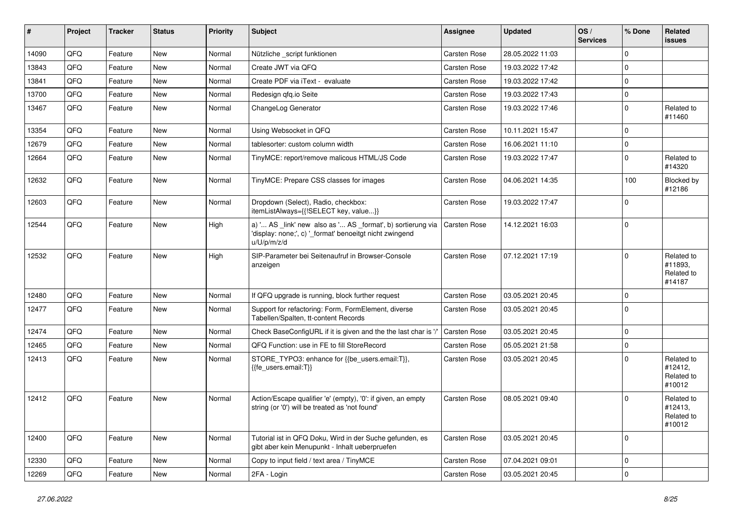| # | Project | Tracker | Status | Priority | Subject | Assignee | Updated | OS / Services | % Done | Related issues |
|---|---|---|---|---|---|---|---|---|---|---|
| 14090 | QFQ | Feature | New | Normal | Nützliche _script funktionen | Carsten Rose | 28.05.2022 11:03 | | 0 | |
| 13843 | QFQ | Feature | New | Normal | Create JWT via QFQ | Carsten Rose | 19.03.2022 17:42 | | 0 | |
| 13841 | QFQ | Feature | New | Normal | Create PDF via iText - evaluate | Carsten Rose | 19.03.2022 17:42 | | 0 | |
| 13700 | QFQ | Feature | New | Normal | Redesign qfq.io Seite | Carsten Rose | 19.03.2022 17:43 | | 0 | |
| 13467 | QFQ | Feature | New | Normal | ChangeLog Generator | Carsten Rose | 19.03.2022 17:46 | | 0 | Related to #11460 |
| 13354 | QFQ | Feature | New | Normal | Using Websocket in QFQ | Carsten Rose | 10.11.2021 15:47 | | 0 | |
| 12679 | QFQ | Feature | New | Normal | tablesorter: custom column width | Carsten Rose | 16.06.2021 11:10 | | 0 | |
| 12664 | QFQ | Feature | New | Normal | TinyMCE: report/remove malicous HTML/JS Code | Carsten Rose | 19.03.2022 17:47 | | 0 | Related to #14320 |
| 12632 | QFQ | Feature | New | Normal | TinyMCE: Prepare CSS classes for images | Carsten Rose | 04.06.2021 14:35 | | 100 | Blocked by #12186 |
| 12603 | QFQ | Feature | New | Normal | Dropdown (Select), Radio, checkbox: itemListAlways={{!SELECT key, value...}} | Carsten Rose | 19.03.2022 17:47 | | 0 | |
| 12544 | QFQ | Feature | New | High | a) '... AS _link' new also as '... AS _format', b) sortierung via 'display: none;', c) '_format' benoeitgt nicht zwingend u/U/p/m/z/d | Carsten Rose | 14.12.2021 16:03 | | 0 | |
| 12532 | QFQ | Feature | New | High | SIP-Parameter bei Seitenaufruf in Browser-Console anzeigen | Carsten Rose | 07.12.2021 17:19 | | 0 | Related to #11893, Related to #14187 |
| 12480 | QFQ | Feature | New | Normal | If QFQ upgrade is running, block further request | Carsten Rose | 03.05.2021 20:45 | | 0 | |
| 12477 | QFQ | Feature | New | Normal | Support for refactoring: Form, FormElement, diverse Tabellen/Spalten, tt-content Records | Carsten Rose | 03.05.2021 20:45 | | 0 | |
| 12474 | QFQ | Feature | New | Normal | Check BaseConfigURL if it is given and the the last char is '/' | Carsten Rose | 03.05.2021 20:45 | | 0 | |
| 12465 | QFQ | Feature | New | Normal | QFQ Function: use in FE to fill StoreRecord | Carsten Rose | 05.05.2021 21:58 | | 0 | |
| 12413 | QFQ | Feature | New | Normal | STORE_TYPO3: enhance for {{be_users.email:T}}, {{fe_users.email:T}} | Carsten Rose | 03.05.2021 20:45 | | 0 | Related to #12412, Related to #10012 |
| 12412 | QFQ | Feature | New | Normal | Action/Escape qualifier 'e' (empty), '0': if given, an empty string (or '0') will be treated as 'not found' | Carsten Rose | 08.05.2021 09:40 | | 0 | Related to #12413, Related to #10012 |
| 12400 | QFQ | Feature | New | Normal | Tutorial ist in QFQ Doku, Wird in der Suche gefunden, es gibt aber kein Menupunkt - Inhalt ueberpruefen | Carsten Rose | 03.05.2021 20:45 | | 0 | |
| 12330 | QFQ | Feature | New | Normal | Copy to input field / text area / TinyMCE | Carsten Rose | 07.04.2021 09:01 | | 0 | |
| 12269 | QFQ | Feature | New | Normal | 2FA - Login | Carsten Rose | 03.05.2021 20:45 | | 0 | |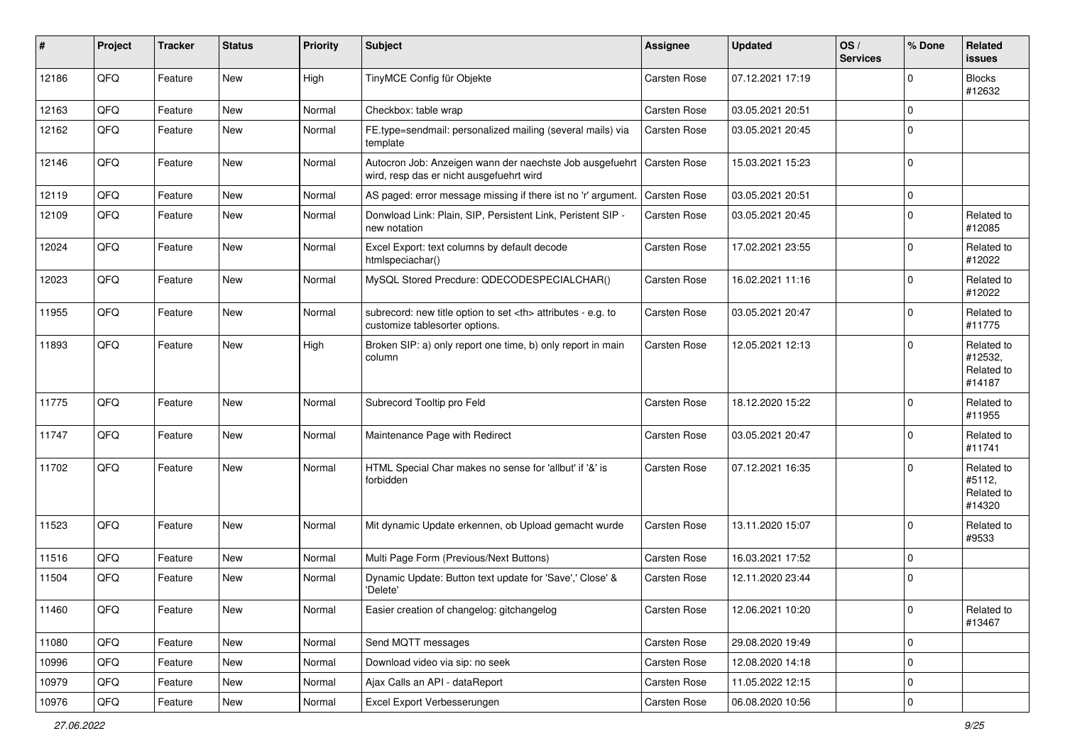| # | Project | Tracker | Status | Priority | Subject | Assignee | Updated | OS / Services | % Done | Related issues |
|---|---|---|---|---|---|---|---|---|---|---|
| 12186 | QFQ | Feature | New | High | TinyMCE Config für Objekte | Carsten Rose | 07.12.2021 17:19 | | 0 | Blocks #12632 |
| 12163 | QFQ | Feature | New | Normal | Checkbox: table wrap | Carsten Rose | 03.05.2021 20:51 | | 0 | |
| 12162 | QFQ | Feature | New | Normal | FE.type=sendmail: personalized mailing (several mails) via template | Carsten Rose | 03.05.2021 20:45 | | 0 | |
| 12146 | QFQ | Feature | New | Normal | Autocron Job: Anzeigen wann der naechste Job ausgefuehrt wird, resp das er nicht ausgefuehrt wird | Carsten Rose | 15.03.2021 15:23 | | 0 | |
| 12119 | QFQ | Feature | New | Normal | AS paged: error message missing if there ist no 'r' argument. | Carsten Rose | 03.05.2021 20:51 | | 0 | |
| 12109 | QFQ | Feature | New | Normal | Donwload Link: Plain, SIP, Persistent Link, Peristent SIP - new notation | Carsten Rose | 03.05.2021 20:45 | | 0 | Related to #12085 |
| 12024 | QFQ | Feature | New | Normal | Excel Export: text columns by default decode htmlspeciachar() | Carsten Rose | 17.02.2021 23:55 | | 0 | Related to #12022 |
| 12023 | QFQ | Feature | New | Normal | MySQL Stored Precdure: QDECODESPECIALCHAR() | Carsten Rose | 16.02.2021 11:16 | | 0 | Related to #12022 |
| 11955 | QFQ | Feature | New | Normal | subrecord: new title option to set <th> attributes - e.g. to customize tablesorter options. | Carsten Rose | 03.05.2021 20:47 | | 0 | Related to #11775 |
| 11893 | QFQ | Feature | New | High | Broken SIP: a) only report one time, b) only report in main column | Carsten Rose | 12.05.2021 12:13 | | 0 | Related to #12532, Related to #14187 |
| 11775 | QFQ | Feature | New | Normal | Subrecord Tooltip pro Feld | Carsten Rose | 18.12.2020 15:22 | | 0 | Related to #11955 |
| 11747 | QFQ | Feature | New | Normal | Maintenance Page with Redirect | Carsten Rose | 03.05.2021 20:47 | | 0 | Related to #11741 |
| 11702 | QFQ | Feature | New | Normal | HTML Special Char makes no sense for 'allbut' if '&' is forbidden | Carsten Rose | 07.12.2021 16:35 | | 0 | Related to #5112, Related to #14320 |
| 11523 | QFQ | Feature | New | Normal | Mit dynamic Update erkennen, ob Upload gemacht wurde | Carsten Rose | 13.11.2020 15:07 | | 0 | Related to #9533 |
| 11516 | QFQ | Feature | New | Normal | Multi Page Form (Previous/Next Buttons) | Carsten Rose | 16.03.2021 17:52 | | 0 | |
| 11504 | QFQ | Feature | New | Normal | Dynamic Update: Button text update for 'Save',' Close' & 'Delete' | Carsten Rose | 12.11.2020 23:44 | | 0 | |
| 11460 | QFQ | Feature | New | Normal | Easier creation of changelog: gitchangelog | Carsten Rose | 12.06.2021 10:20 | | 0 | Related to #13467 |
| 11080 | QFQ | Feature | New | Normal | Send MQTT messages | Carsten Rose | 29.08.2020 19:49 | | 0 | |
| 10996 | QFQ | Feature | New | Normal | Download video via sip: no seek | Carsten Rose | 12.08.2020 14:18 | | 0 | |
| 10979 | QFQ | Feature | New | Normal | Ajax Calls an API - dataReport | Carsten Rose | 11.05.2022 12:15 | | 0 | |
| 10976 | QFQ | Feature | New | Normal | Excel Export Verbesserungen | Carsten Rose | 06.08.2020 10:56 | | 0 | |

*27.06.2022*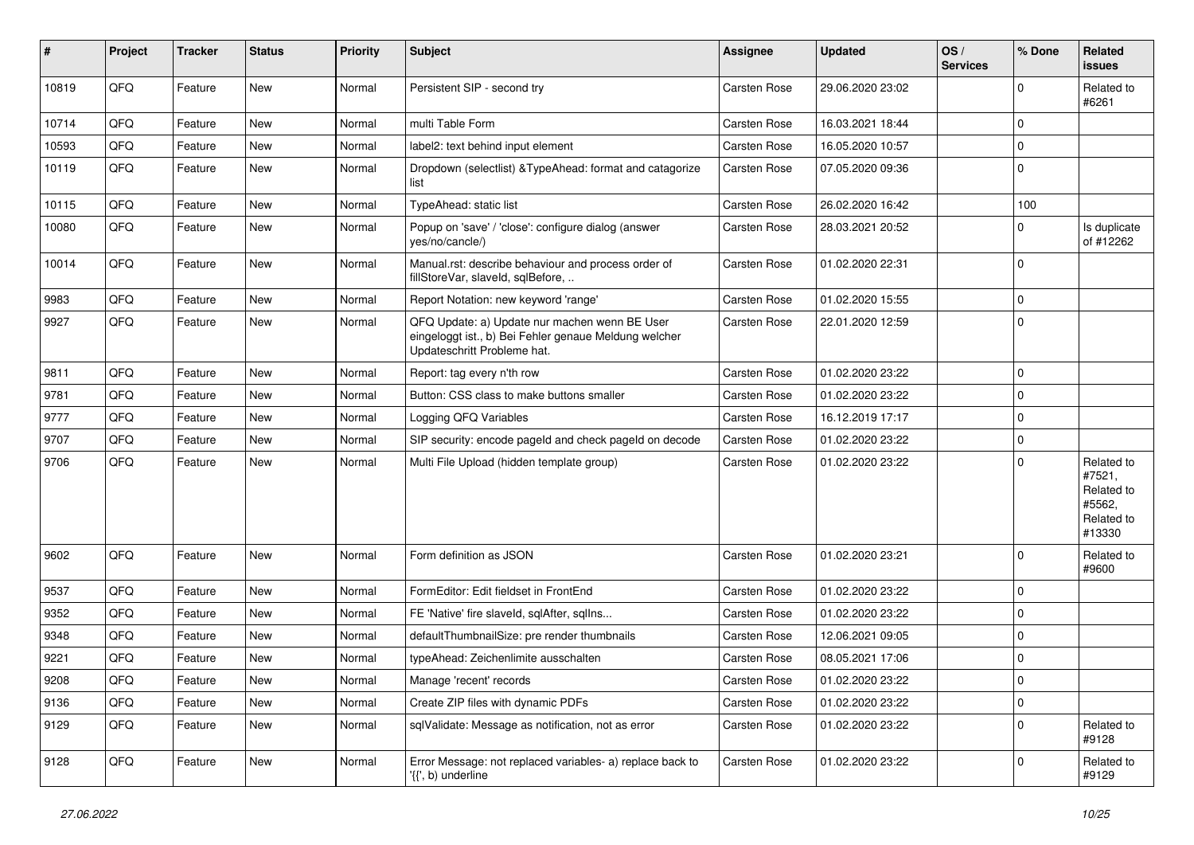| # | Project | Tracker | Status | Priority | Subject | Assignee | Updated | OS / Services | % Done | Related issues |
|---|---|---|---|---|---|---|---|---|---|---|
| 10819 | QFQ | Feature | New | Normal | Persistent SIP - second try | Carsten Rose | 29.06.2020 23:02 | | 0 | Related to #6261 |
| 10714 | QFQ | Feature | New | Normal | multi Table Form | Carsten Rose | 16.03.2021 18:44 | | 0 | |
| 10593 | QFQ | Feature | New | Normal | label2: text behind input element | Carsten Rose | 16.05.2020 10:57 | | 0 | |
| 10119 | QFQ | Feature | New | Normal | Dropdown (selectlist) &TypeAhead: format and catagorize list | Carsten Rose | 07.05.2020 09:36 | | 0 | |
| 10115 | QFQ | Feature | New | Normal | TypeAhead: static list | Carsten Rose | 26.02.2020 16:42 | | 100 | |
| 10080 | QFQ | Feature | New | Normal | Popup on 'save' / 'close': configure dialog (answer yes/no/cancle/) | Carsten Rose | 28.03.2021 20:52 | | 0 | Is duplicate of #12262 |
| 10014 | QFQ | Feature | New | Normal | Manual.rst: describe behaviour and process order of fillStoreVar, slaveId, sqlBefore, .. | Carsten Rose | 01.02.2020 22:31 | | 0 | |
| 9983 | QFQ | Feature | New | Normal | Report Notation: new keyword 'range' | Carsten Rose | 01.02.2020 15:55 | | 0 | |
| 9927 | QFQ | Feature | New | Normal | QFQ Update: a) Update nur machen wenn BE User eingeloggt ist., b) Bei Fehler genaue Meldung welcher Updateschritt Probleme hat. | Carsten Rose | 22.01.2020 12:59 | | 0 | |
| 9811 | QFQ | Feature | New | Normal | Report: tag every n'th row | Carsten Rose | 01.02.2020 23:22 | | 0 | |
| 9781 | QFQ | Feature | New | Normal | Button: CSS class to make buttons smaller | Carsten Rose | 01.02.2020 23:22 | | 0 | |
| 9777 | QFQ | Feature | New | Normal | Logging QFQ Variables | Carsten Rose | 16.12.2019 17:17 | | 0 | |
| 9707 | QFQ | Feature | New | Normal | SIP security: encode pageId and check pageId on decode | Carsten Rose | 01.02.2020 23:22 | | 0 | |
| 9706 | QFQ | Feature | New | Normal | Multi File Upload (hidden template group) | Carsten Rose | 01.02.2020 23:22 | | 0 | Related to #7521, Related to #5562, Related to #13330 |
| 9602 | QFQ | Feature | New | Normal | Form definition as JSON | Carsten Rose | 01.02.2020 23:21 | | 0 | Related to #9600 |
| 9537 | QFQ | Feature | New | Normal | FormEditor: Edit fieldset in FrontEnd | Carsten Rose | 01.02.2020 23:22 | | 0 | |
| 9352 | QFQ | Feature | New | Normal | FE 'Native' fire slaveId, sqlAfter, sqlIns... | Carsten Rose | 01.02.2020 23:22 | | 0 | |
| 9348 | QFQ | Feature | New | Normal | defaultThumbnailSize: pre render thumbnails | Carsten Rose | 12.06.2021 09:05 | | 0 | |
| 9221 | QFQ | Feature | New | Normal | typeAhead: Zeichenlimite ausschalten | Carsten Rose | 08.05.2021 17:06 | | 0 | |
| 9208 | QFQ | Feature | New | Normal | Manage 'recent' records | Carsten Rose | 01.02.2020 23:22 | | 0 | |
| 9136 | QFQ | Feature | New | Normal | Create ZIP files with dynamic PDFs | Carsten Rose | 01.02.2020 23:22 | | 0 | |
| 9129 | QFQ | Feature | New | Normal | sqlValidate: Message as notification, not as error | Carsten Rose | 01.02.2020 23:22 | | 0 | Related to #9128 |
| 9128 | QFQ | Feature | New | Normal | Error Message: not replaced variables- a) replace back to '{{', b) underline | Carsten Rose | 01.02.2020 23:22 | | 0 | Related to #9129 |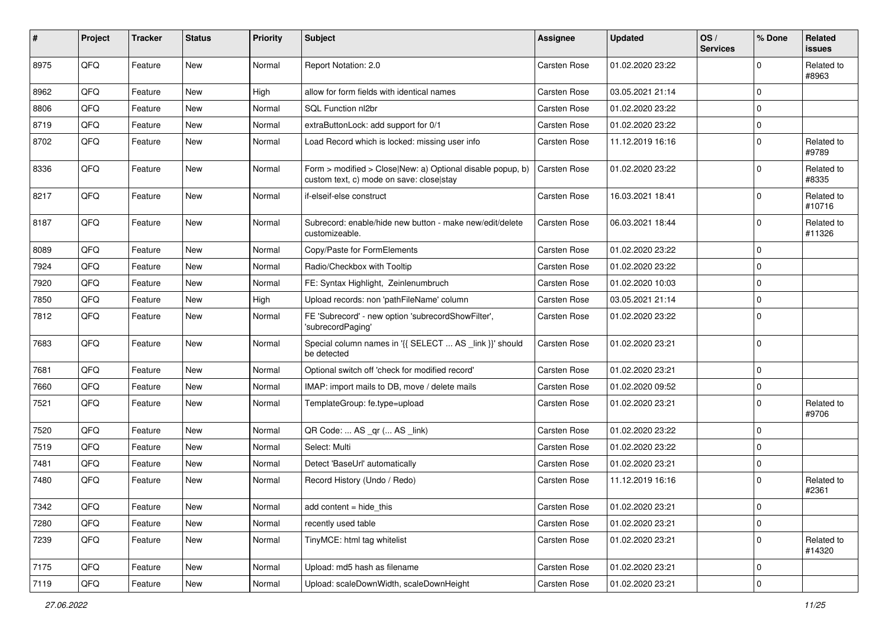| # | Project | Tracker | Status | Priority | Subject | Assignee | Updated | OS / Services | % Done | Related issues |
|---|---|---|---|---|---|---|---|---|---|---|
| 8975 | QFQ | Feature | New | Normal | Report Notation: 2.0 | Carsten Rose | 01.02.2020 23:22 | | 0 | Related to #8963 |
| 8962 | QFQ | Feature | New | High | allow for form fields with identical names | Carsten Rose | 03.05.2021 21:14 | | 0 | |
| 8806 | QFQ | Feature | New | Normal | SQL Function nl2br | Carsten Rose | 01.02.2020 23:22 | | 0 | |
| 8719 | QFQ | Feature | New | Normal | extraButtonLock: add support for 0/1 | Carsten Rose | 01.02.2020 23:22 | | 0 | |
| 8702 | QFQ | Feature | New | Normal | Load Record which is locked: missing user info | Carsten Rose | 11.12.2019 16:16 | | 0 | Related to #9789 |
| 8336 | QFQ | Feature | New | Normal | Form > modified > Close\|New: a) Optional disable popup, b) custom text, c) mode on save: close\|stay | Carsten Rose | 01.02.2020 23:22 | | 0 | Related to #8335 |
| 8217 | QFQ | Feature | New | Normal | if-elseif-else construct | Carsten Rose | 16.03.2021 18:41 | | 0 | Related to #10716 |
| 8187 | QFQ | Feature | New | Normal | Subrecord: enable/hide new button - make new/edit/delete customizeable. | Carsten Rose | 06.03.2021 18:44 | | 0 | Related to #11326 |
| 8089 | QFQ | Feature | New | Normal | Copy/Paste for FormElements | Carsten Rose | 01.02.2020 23:22 | | 0 | |
| 7924 | QFQ | Feature | New | Normal | Radio/Checkbox with Tooltip | Carsten Rose | 01.02.2020 23:22 | | 0 | |
| 7920 | QFQ | Feature | New | Normal | FE: Syntax Highlight, Zeinlenumbruch | Carsten Rose | 01.02.2020 10:03 | | 0 | |
| 7850 | QFQ | Feature | New | High | Upload records: non 'pathFileName' column | Carsten Rose | 03.05.2021 21:14 | | 0 | |
| 7812 | QFQ | Feature | New | Normal | FE 'Subrecord' - new option 'subrecordShowFilter', 'subrecordPaging' | Carsten Rose | 01.02.2020 23:22 | | 0 | |
| 7683 | QFQ | Feature | New | Normal | Special column names in '{{ SELECT ... AS _link }}' should be detected | Carsten Rose | 01.02.2020 23:21 | | 0 | |
| 7681 | QFQ | Feature | New | Normal | Optional switch off 'check for modified record' | Carsten Rose | 01.02.2020 23:21 | | 0 | |
| 7660 | QFQ | Feature | New | Normal | IMAP: import mails to DB, move / delete mails | Carsten Rose | 01.02.2020 09:52 | | 0 | |
| 7521 | QFQ | Feature | New | Normal | TemplateGroup: fe.type=upload | Carsten Rose | 01.02.2020 23:21 | | 0 | Related to #9706 |
| 7520 | QFQ | Feature | New | Normal | QR Code: ... AS _qr (... AS _link) | Carsten Rose | 01.02.2020 23:22 | | 0 | |
| 7519 | QFQ | Feature | New | Normal | Select: Multi | Carsten Rose | 01.02.2020 23:22 | | 0 | |
| 7481 | QFQ | Feature | New | Normal | Detect 'BaseUrl' automatically | Carsten Rose | 01.02.2020 23:21 | | 0 | |
| 7480 | QFQ | Feature | New | Normal | Record History (Undo / Redo) | Carsten Rose | 11.12.2019 16:16 | | 0 | Related to #2361 |
| 7342 | QFQ | Feature | New | Normal | add content = hide_this | Carsten Rose | 01.02.2020 23:21 | | 0 | |
| 7280 | QFQ | Feature | New | Normal | recently used table | Carsten Rose | 01.02.2020 23:21 | | 0 | |
| 7239 | QFQ | Feature | New | Normal | TinyMCE: html tag whitelist | Carsten Rose | 01.02.2020 23:21 | | 0 | Related to #14320 |
| 7175 | QFQ | Feature | New | Normal | Upload: md5 hash as filename | Carsten Rose | 01.02.2020 23:21 | | 0 | |
| 7119 | QFQ | Feature | New | Normal | Upload: scaleDownWidth, scaleDownHeight | Carsten Rose | 01.02.2020 23:21 | | 0 | |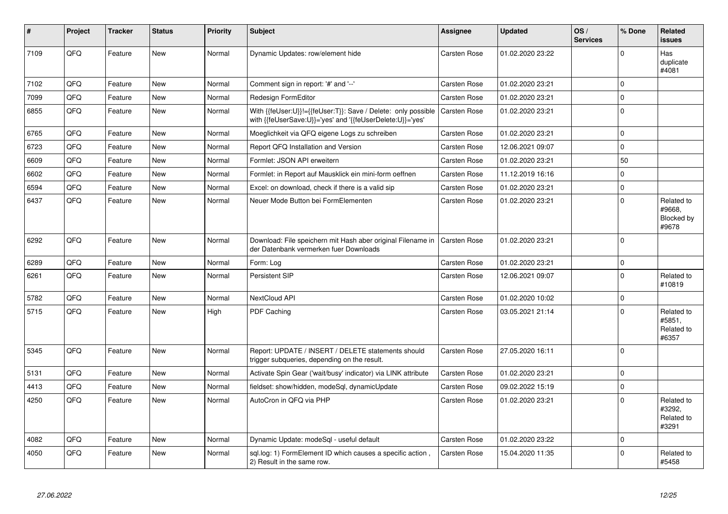| # | Project | Tracker | Status | Priority | Subject | Assignee | Updated | OS / Services | % Done | Related issues |
|---|---|---|---|---|---|---|---|---|---|---|
| 7109 | QFQ | Feature | New | Normal | Dynamic Updates: row/element hide | Carsten Rose | 01.02.2020 23:22 | | 0 | Has duplicate #4081 |
| 7102 | QFQ | Feature | New | Normal | Comment sign in report: '#' and '--' | Carsten Rose | 01.02.2020 23:21 | | 0 | |
| 7099 | QFQ | Feature | New | Normal | Redesign FormEditor | Carsten Rose | 01.02.2020 23:21 | | 0 | |
| 6855 | QFQ | Feature | New | Normal | With {{feUser:U}}!={{feUser:T}}: Save / Delete: only possible with {{feUserSave:U}}='yes' and '{{feUserDelete:U}}='yes' | Carsten Rose | 01.02.2020 23:21 | | 0 | |
| 6765 | QFQ | Feature | New | Normal | Moeglichkeit via QFQ eigene Logs zu schreiben | Carsten Rose | 01.02.2020 23:21 | | 0 | |
| 6723 | QFQ | Feature | New | Normal | Report QFQ Installation and Version | Carsten Rose | 12.06.2021 09:07 | | 0 | |
| 6609 | QFQ | Feature | New | Normal | Formlet: JSON API erweitern | Carsten Rose | 01.02.2020 23:21 | | 50 | |
| 6602 | QFQ | Feature | New | Normal | Formlet: in Report auf Mausklick ein mini-form oeffnen | Carsten Rose | 11.12.2019 16:16 | | 0 | |
| 6594 | QFQ | Feature | New | Normal | Excel: on download, check if there is a valid sip | Carsten Rose | 01.02.2020 23:21 | | 0 | |
| 6437 | QFQ | Feature | New | Normal | Neuer Mode Button bei FormElementen | Carsten Rose | 01.02.2020 23:21 | | 0 | Related to #9668, Blocked by #9678 |
| 6292 | QFQ | Feature | New | Normal | Download: File speichern mit Hash aber original Filename in der Datenbank vermerken fuer Downloads | Carsten Rose | 01.02.2020 23:21 | | 0 | |
| 6289 | QFQ | Feature | New | Normal | Form: Log | Carsten Rose | 01.02.2020 23:21 | | 0 | |
| 6261 | QFQ | Feature | New | Normal | Persistent SIP | Carsten Rose | 12.06.2021 09:07 | | 0 | Related to #10819 |
| 5782 | QFQ | Feature | New | Normal | NextCloud API | Carsten Rose | 01.02.2020 10:02 | | 0 | |
| 5715 | QFQ | Feature | New | High | PDF Caching | Carsten Rose | 03.05.2021 21:14 | | 0 | Related to #5851, Related to #6357 |
| 5345 | QFQ | Feature | New | Normal | Report: UPDATE / INSERT / DELETE statements should trigger subqueries, depending on the result. | Carsten Rose | 27.05.2020 16:11 | | 0 | |
| 5131 | QFQ | Feature | New | Normal | Activate Spin Gear ('wait/busy' indicator) via LINK attribute | Carsten Rose | 01.02.2020 23:21 | | 0 | |
| 4413 | QFQ | Feature | New | Normal | fieldset: show/hidden, modeSql, dynamicUpdate | Carsten Rose | 09.02.2022 15:19 | | 0 | |
| 4250 | QFQ | Feature | New | Normal | AutoCron in QFQ via PHP | Carsten Rose | 01.02.2020 23:21 | | 0 | Related to #3292, Related to #3291 |
| 4082 | QFQ | Feature | New | Normal | Dynamic Update: modeSql - useful default | Carsten Rose | 01.02.2020 23:22 | | 0 | |
| 4050 | QFQ | Feature | New | Normal | sql.log: 1) FormElement ID which causes a specific action , 2) Result in the same row. | Carsten Rose | 15.04.2020 11:35 | | 0 | Related to #5458 |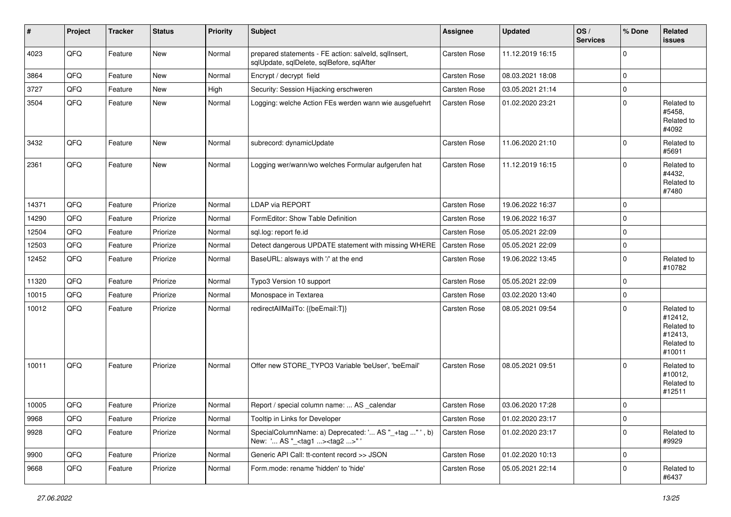| # | Project | Tracker | Status | Priority | Subject | Assignee | Updated | OS / Services | % Done | Related issues |
|---|---|---|---|---|---|---|---|---|---|---|
| 4023 | QFQ | Feature | New | Normal | prepared statements - FE action: salveld, sqlInsert, sqlUpdate, sqlDelete, sqlBefore, sqlAfter | Carsten Rose | 11.12.2019 16:15 | | 0 | |
| 3864 | QFQ | Feature | New | Normal | Encrypt / decrypt field | Carsten Rose | 08.03.2021 18:08 | | 0 | |
| 3727 | QFQ | Feature | New | High | Security: Session Hijacking erschweren | Carsten Rose | 03.05.2021 21:14 | | 0 | |
| 3504 | QFQ | Feature | New | Normal | Logging: welche Action FEs werden wann wie ausgefuehrt | Carsten Rose | 01.02.2020 23:21 | | 0 | Related to #5458, Related to #4092 |
| 3432 | QFQ | Feature | New | Normal | subrecord: dynamicUpdate | Carsten Rose | 11.06.2020 21:10 | | 0 | Related to #5691 |
| 2361 | QFQ | Feature | New | Normal | Logging wer/wann/wo welches Formular aufgerufen hat | Carsten Rose | 11.12.2019 16:15 | | 0 | Related to #4432, Related to #7480 |
| 14371 | QFQ | Feature | Priorize | Normal | LDAP via REPORT | Carsten Rose | 19.06.2022 16:37 | | 0 | |
| 14290 | QFQ | Feature | Priorize | Normal | FormEditor: Show Table Definition | Carsten Rose | 19.06.2022 16:37 | | 0 | |
| 12504 | QFQ | Feature | Priorize | Normal | sql.log: report fe.id | Carsten Rose | 05.05.2021 22:09 | | 0 | |
| 12503 | QFQ | Feature | Priorize | Normal | Detect dangerous UPDATE statement with missing WHERE | Carsten Rose | 05.05.2021 22:09 | | 0 | |
| 12452 | QFQ | Feature | Priorize | Normal | BaseURL: alsways with '/' at the end | Carsten Rose | 19.06.2022 13:45 | | 0 | Related to #10782 |
| 11320 | QFQ | Feature | Priorize | Normal | Typo3 Version 10 support | Carsten Rose | 05.05.2021 22:09 | | 0 | |
| 10015 | QFQ | Feature | Priorize | Normal | Monospace in Textarea | Carsten Rose | 03.02.2020 13:40 | | 0 | |
| 10012 | QFQ | Feature | Priorize | Normal | redirectAllMailTo: {{beEmail:T}} | Carsten Rose | 08.05.2021 09:54 | | 0 | Related to #12412, Related to #12413, Related to #10011 |
| 10011 | QFQ | Feature | Priorize | Normal | Offer new STORE_TYPO3 Variable 'beUser', 'beEmail' | Carsten Rose | 08.05.2021 09:51 | | 0 | Related to #10012, Related to #12511 |
| 10005 | QFQ | Feature | Priorize | Normal | Report / special column name: ... AS _calendar | Carsten Rose | 03.06.2020 17:28 | | 0 | |
| 9968 | QFQ | Feature | Priorize | Normal | Tooltip in Links for Developer | Carsten Rose | 01.02.2020 23:17 | | 0 | |
| 9928 | QFQ | Feature | Priorize | Normal | SpecialColumnName: a) Deprecated: '... AS "_+tag ..." ', b) New: '... AS "_<tag1 ...><tag2 ...>" ' | Carsten Rose | 01.02.2020 23:17 | | 0 | Related to #9929 |
| 9900 | QFQ | Feature | Priorize | Normal | Generic API Call: tt-content record >> JSON | Carsten Rose | 01.02.2020 10:13 | | 0 | |
| 9668 | QFQ | Feature | Priorize | Normal | Form.mode: rename 'hidden' to 'hide' | Carsten Rose | 05.05.2021 22:14 | | 0 | Related to #6437 |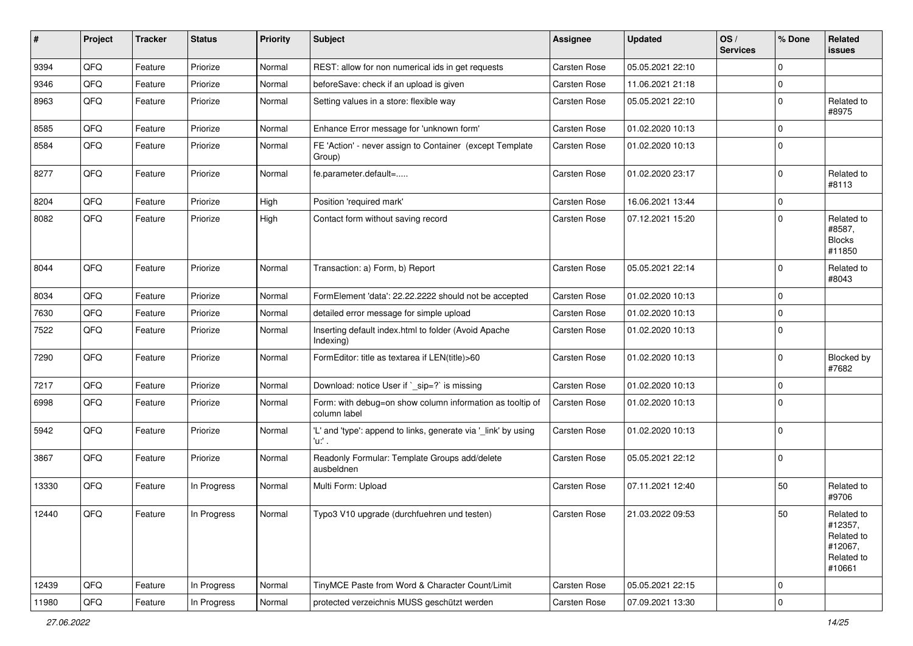| # | Project | Tracker | Status | Priority | Subject | Assignee | Updated | OS / Services | % Done | Related issues |
|---|---|---|---|---|---|---|---|---|---|---|
| 9394 | QFQ | Feature | Priorize | Normal | REST: allow for non numerical ids in get requests | Carsten Rose | 05.05.2021 22:10 | | 0 | |
| 9346 | QFQ | Feature | Priorize | Normal | beforeSave: check if an upload is given | Carsten Rose | 11.06.2021 21:18 | | 0 | |
| 8963 | QFQ | Feature | Priorize | Normal | Setting values in a store: flexible way | Carsten Rose | 05.05.2021 22:10 | | 0 | Related to #8975 |
| 8585 | QFQ | Feature | Priorize | Normal | Enhance Error message for 'unknown form' | Carsten Rose | 01.02.2020 10:13 | | 0 | |
| 8584 | QFQ | Feature | Priorize | Normal | FE 'Action' - never assign to Container (except Template Group) | Carsten Rose | 01.02.2020 10:13 | | 0 | |
| 8277 | QFQ | Feature | Priorize | Normal | fe.parameter.default=..... | Carsten Rose | 01.02.2020 23:17 | | 0 | Related to #8113 |
| 8204 | QFQ | Feature | Priorize | High | Position 'required mark' | Carsten Rose | 16.06.2021 13:44 | | 0 | |
| 8082 | QFQ | Feature | Priorize | High | Contact form without saving record | Carsten Rose | 07.12.2021 15:20 | | 0 | Related to #8587, Blocks #11850 |
| 8044 | QFQ | Feature | Priorize | Normal | Transaction: a) Form, b) Report | Carsten Rose | 05.05.2021 22:14 | | 0 | Related to #8043 |
| 8034 | QFQ | Feature | Priorize | Normal | FormElement 'data': 22.22.2222 should not be accepted | Carsten Rose | 01.02.2020 10:13 | | 0 | |
| 7630 | QFQ | Feature | Priorize | Normal | detailed error message for simple upload | Carsten Rose | 01.02.2020 10:13 | | 0 | |
| 7522 | QFQ | Feature | Priorize | Normal | Inserting default index.html to folder (Avoid Apache Indexing) | Carsten Rose | 01.02.2020 10:13 | | 0 | |
| 7290 | QFQ | Feature | Priorize | Normal | FormEditor: title as textarea if LEN(title)>60 | Carsten Rose | 01.02.2020 10:13 | | 0 | Blocked by #7682 |
| 7217 | QFQ | Feature | Priorize | Normal | Download: notice User if `_sip=?` is missing | Carsten Rose | 01.02.2020 10:13 | | 0 | |
| 6998 | QFQ | Feature | Priorize | Normal | Form: with debug=on show column information as tooltip of column label | Carsten Rose | 01.02.2020 10:13 | | 0 | |
| 5942 | QFQ | Feature | Priorize | Normal | 'L' and 'type': append to links, generate via '_link' by using 'u:' . | Carsten Rose | 01.02.2020 10:13 | | 0 | |
| 3867 | QFQ | Feature | Priorize | Normal | Readonly Formular: Template Groups add/delete ausbeldnen | Carsten Rose | 05.05.2021 22:12 | | 0 | |
| 13330 | QFQ | Feature | In Progress | Normal | Multi Form: Upload | Carsten Rose | 07.11.2021 12:40 | | 50 | Related to #9706 |
| 12440 | QFQ | Feature | In Progress | Normal | Typo3 V10 upgrade (durchfuehren und testen) | Carsten Rose | 21.03.2022 09:53 | | 50 | Related to #12357, Related to #12067, Related to #10661 |
| 12439 | QFQ | Feature | In Progress | Normal | TinyMCE Paste from Word & Character Count/Limit | Carsten Rose | 05.05.2021 22:15 | | 0 | |
| 11980 | QFQ | Feature | In Progress | Normal | protected verzeichnis MUSS geschützt werden | Carsten Rose | 07.09.2021 13:30 | | 0 | |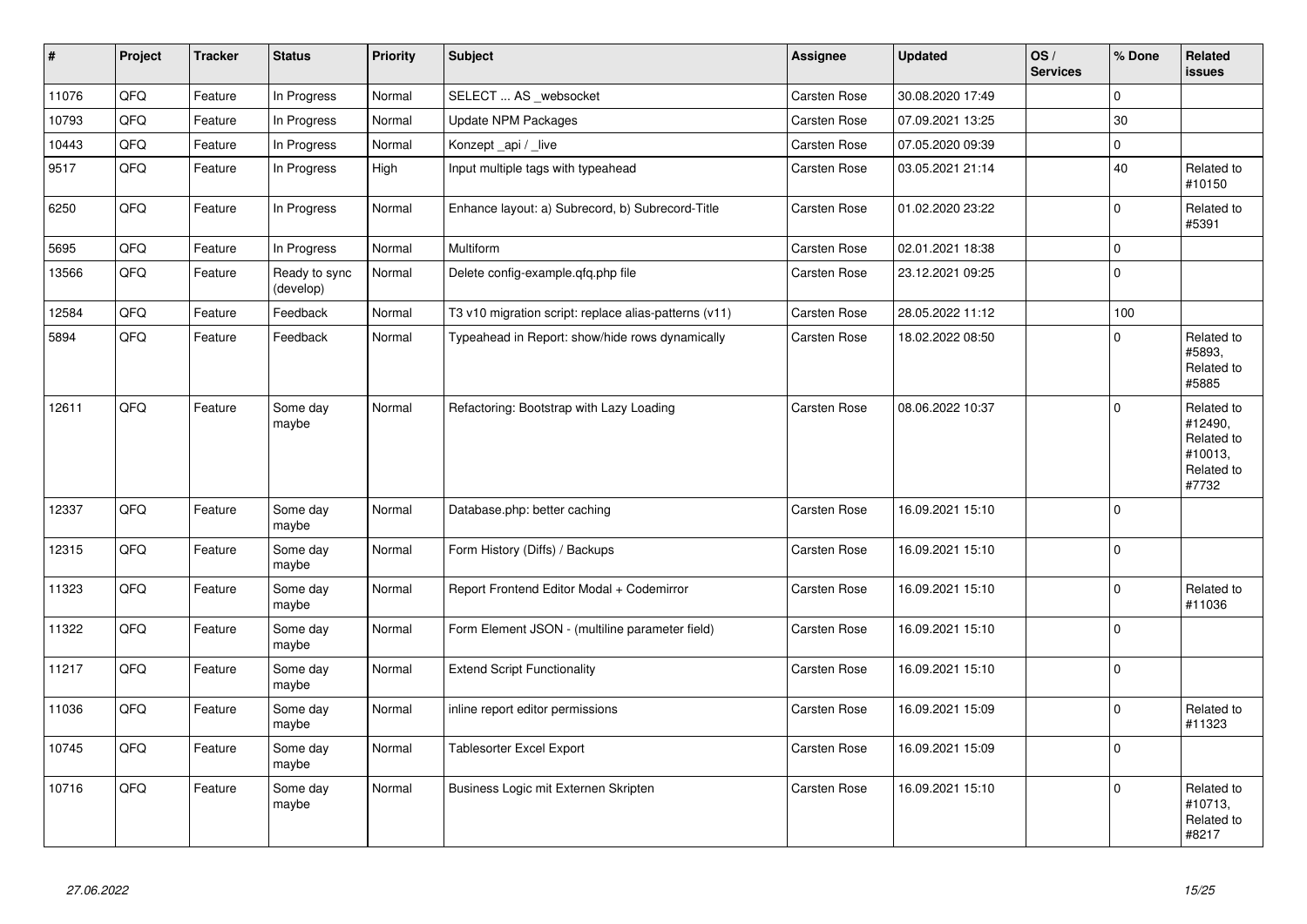| # | Project | Tracker | Status | Priority | Subject | Assignee | Updated | OS / Services | % Done | Related issues |
|---|---|---|---|---|---|---|---|---|---|---|
| 11076 | QFQ | Feature | In Progress | Normal | SELECT ... AS _websocket | Carsten Rose | 30.08.2020 17:49 | | 0 | |
| 10793 | QFQ | Feature | In Progress | Normal | Update NPM Packages | Carsten Rose | 07.09.2021 13:25 | | 30 | |
| 10443 | QFQ | Feature | In Progress | Normal | Konzept _api / _live | Carsten Rose | 07.05.2020 09:39 | | 0 | |
| 9517 | QFQ | Feature | In Progress | High | Input multiple tags with typeahead | Carsten Rose | 03.05.2021 21:14 | | 40 | Related to #10150 |
| 6250 | QFQ | Feature | In Progress | Normal | Enhance layout: a) Subrecord, b) Subrecord-Title | Carsten Rose | 01.02.2020 23:22 | | 0 | Related to #5391 |
| 5695 | QFQ | Feature | In Progress | Normal | Multiform | Carsten Rose | 02.01.2021 18:38 | | 0 | |
| 13566 | QFQ | Feature | Ready to sync (develop) | Normal | Delete config-example.qfq.php file | Carsten Rose | 23.12.2021 09:25 | | 0 | |
| 12584 | QFQ | Feature | Feedback | Normal | T3 v10 migration script: replace alias-patterns (v11) | Carsten Rose | 28.05.2022 11:12 | | 100 | |
| 5894 | QFQ | Feature | Feedback | Normal | Typeahead in Report: show/hide rows dynamically | Carsten Rose | 18.02.2022 08:50 | | 0 | Related to #5893, Related to #5885 |
| 12611 | QFQ | Feature | Some day maybe | Normal | Refactoring: Bootstrap with Lazy Loading | Carsten Rose | 08.06.2022 10:37 | | 0 | Related to #12490, Related to #10013, Related to #7732 |
| 12337 | QFQ | Feature | Some day maybe | Normal | Database.php: better caching | Carsten Rose | 16.09.2021 15:10 | | 0 | |
| 12315 | QFQ | Feature | Some day maybe | Normal | Form History (Diffs) / Backups | Carsten Rose | 16.09.2021 15:10 | | 0 | |
| 11323 | QFQ | Feature | Some day maybe | Normal | Report Frontend Editor Modal + Codemirror | Carsten Rose | 16.09.2021 15:10 | | 0 | Related to #11036 |
| 11322 | QFQ | Feature | Some day maybe | Normal | Form Element JSON - (multiline parameter field) | Carsten Rose | 16.09.2021 15:10 | | 0 | |
| 11217 | QFQ | Feature | Some day maybe | Normal | Extend Script Functionality | Carsten Rose | 16.09.2021 15:10 | | 0 | |
| 11036 | QFQ | Feature | Some day maybe | Normal | inline report editor permissions | Carsten Rose | 16.09.2021 15:09 | | 0 | Related to #11323 |
| 10745 | QFQ | Feature | Some day maybe | Normal | Tablesorter Excel Export | Carsten Rose | 16.09.2021 15:09 | | 0 | |
| 10716 | QFQ | Feature | Some day maybe | Normal | Business Logic mit Externen Skripten | Carsten Rose | 16.09.2021 15:10 | | 0 | Related to #10713, Related to #8217 |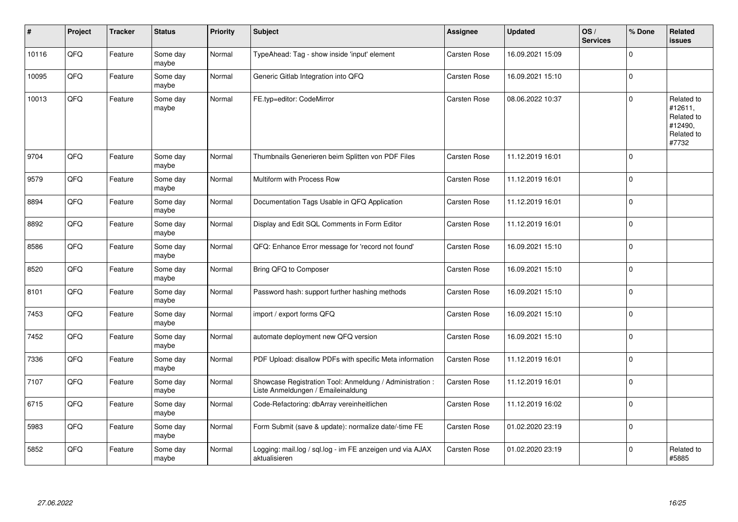| # | Project | Tracker | Status | Priority | Subject | Assignee | Updated | OS / Services | % Done | Related issues |
|---|---|---|---|---|---|---|---|---|---|---|
| 10116 | QFQ | Feature | Some day maybe | Normal | TypeAhead: Tag - show inside 'input' element | Carsten Rose | 16.09.2021 15:09 | | 0 | |
| 10095 | QFQ | Feature | Some day maybe | Normal | Generic Gitlab Integration into QFQ | Carsten Rose | 16.09.2021 15:10 | | 0 | |
| 10013 | QFQ | Feature | Some day maybe | Normal | FE.typ=editor: CodeMirror | Carsten Rose | 08.06.2022 10:37 | | 0 | Related to #12611, Related to #12490, Related to #7732 |
| 9704 | QFQ | Feature | Some day maybe | Normal | Thumbnails Generieren beim Splitten von PDF Files | Carsten Rose | 11.12.2019 16:01 | | 0 | |
| 9579 | QFQ | Feature | Some day maybe | Normal | Multiform with Process Row | Carsten Rose | 11.12.2019 16:01 | | 0 | |
| 8894 | QFQ | Feature | Some day maybe | Normal | Documentation Tags Usable in QFQ Application | Carsten Rose | 11.12.2019 16:01 | | 0 | |
| 8892 | QFQ | Feature | Some day maybe | Normal | Display and Edit SQL Comments in Form Editor | Carsten Rose | 11.12.2019 16:01 | | 0 | |
| 8586 | QFQ | Feature | Some day maybe | Normal | QFQ: Enhance Error message for 'record not found' | Carsten Rose | 16.09.2021 15:10 | | 0 | |
| 8520 | QFQ | Feature | Some day maybe | Normal | Bring QFQ to Composer | Carsten Rose | 16.09.2021 15:10 | | 0 | |
| 8101 | QFQ | Feature | Some day maybe | Normal | Password hash: support further hashing methods | Carsten Rose | 16.09.2021 15:10 | | 0 | |
| 7453 | QFQ | Feature | Some day maybe | Normal | import / export forms QFQ | Carsten Rose | 16.09.2021 15:10 | | 0 | |
| 7452 | QFQ | Feature | Some day maybe | Normal | automate deployment new QFQ version | Carsten Rose | 16.09.2021 15:10 | | 0 | |
| 7336 | QFQ | Feature | Some day maybe | Normal | PDF Upload: disallow PDFs with specific Meta information | Carsten Rose | 11.12.2019 16:01 | | 0 | |
| 7107 | QFQ | Feature | Some day maybe | Normal | Showcase Registration Tool: Anmeldung / Administration : Liste Anmeldungen / Emaileinaldung | Carsten Rose | 11.12.2019 16:01 | | 0 | |
| 6715 | QFQ | Feature | Some day maybe | Normal | Code-Refactoring: dbArray vereinheitlichen | Carsten Rose | 11.12.2019 16:02 | | 0 | |
| 5983 | QFQ | Feature | Some day maybe | Normal | Form Submit (save & update): normalize date/-time FE | Carsten Rose | 01.02.2020 23:19 | | 0 | |
| 5852 | QFQ | Feature | Some day maybe | Normal | Logging: mail.log / sql.log - im FE anzeigen und via AJAX aktualisieren | Carsten Rose | 01.02.2020 23:19 | | 0 | Related to #5885 |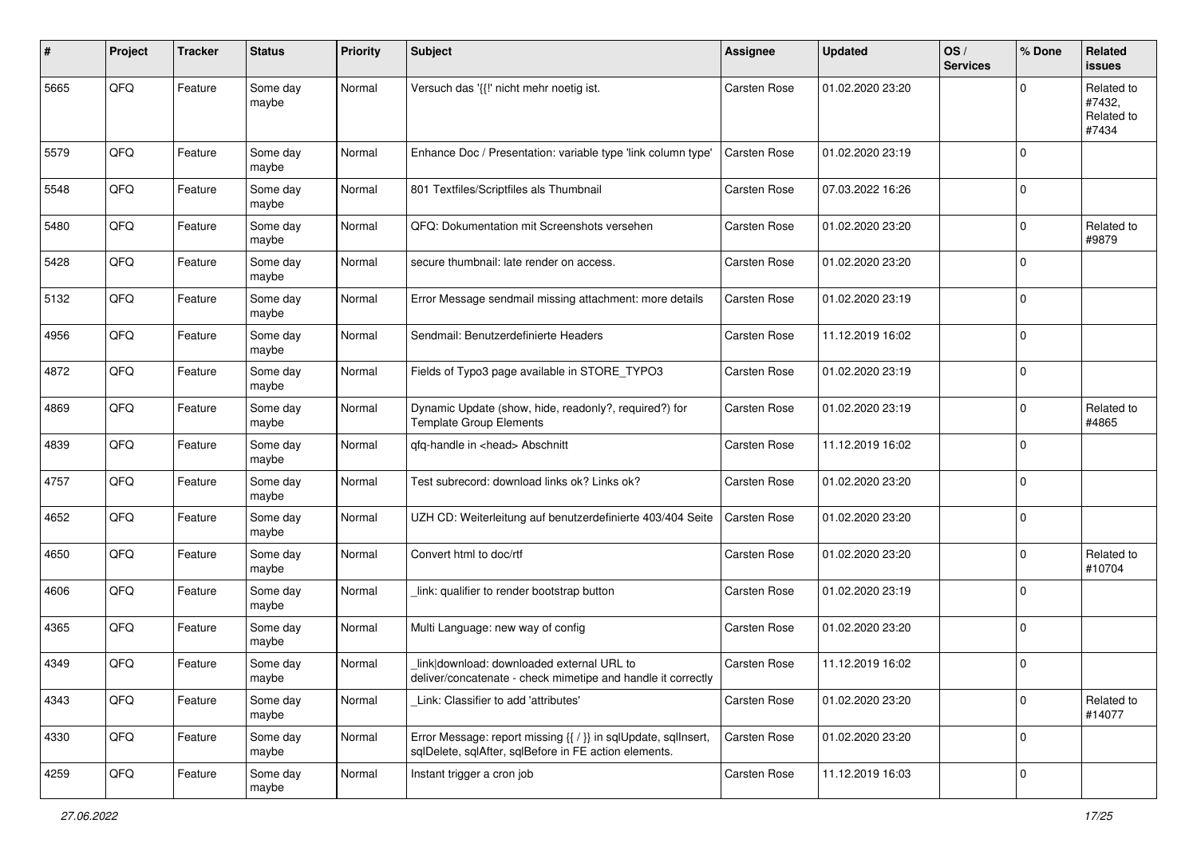| # | Project | Tracker | Status | Priority | Subject | Assignee | Updated | OS / Services | % Done | Related issues |
|---|---|---|---|---|---|---|---|---|---|---|
| 5665 | QFQ | Feature | Some day maybe | Normal | Versuch das '{{!' nicht mehr noetig ist. | Carsten Rose | 01.02.2020 23:20 | | 0 | Related to #7432, Related to #7434 |
| 5579 | QFQ | Feature | Some day maybe | Normal | Enhance Doc / Presentation: variable type 'link column type' | Carsten Rose | 01.02.2020 23:19 | | 0 | |
| 5548 | QFQ | Feature | Some day maybe | Normal | 801 Textfiles/Scriptfiles als Thumbnail | Carsten Rose | 07.03.2022 16:26 | | 0 | |
| 5480 | QFQ | Feature | Some day maybe | Normal | QFQ: Dokumentation mit Screenshots versehen | Carsten Rose | 01.02.2020 23:20 | | 0 | Related to #9879 |
| 5428 | QFQ | Feature | Some day maybe | Normal | secure thumbnail: late render on access. | Carsten Rose | 01.02.2020 23:20 | | 0 | |
| 5132 | QFQ | Feature | Some day maybe | Normal | Error Message sendmail missing attachment: more details | Carsten Rose | 01.02.2020 23:19 | | 0 | |
| 4956 | QFQ | Feature | Some day maybe | Normal | Sendmail: Benutzerdefinierte Headers | Carsten Rose | 11.12.2019 16:02 | | 0 | |
| 4872 | QFQ | Feature | Some day maybe | Normal | Fields of Typo3 page available in STORE_TYPO3 | Carsten Rose | 01.02.2020 23:19 | | 0 | |
| 4869 | QFQ | Feature | Some day maybe | Normal | Dynamic Update (show, hide, readonly?, required?) for Template Group Elements | Carsten Rose | 01.02.2020 23:19 | | 0 | Related to #4865 |
| 4839 | QFQ | Feature | Some day maybe | Normal | qfq-handle in <head> Abschnitt | Carsten Rose | 11.12.2019 16:02 | | 0 | |
| 4757 | QFQ | Feature | Some day maybe | Normal | Test subrecord: download links ok? Links ok? | Carsten Rose | 01.02.2020 23:20 | | 0 | |
| 4652 | QFQ | Feature | Some day maybe | Normal | UZH CD: Weiterleitung auf benutzerdefinierte 403/404 Seite | Carsten Rose | 01.02.2020 23:20 | | 0 | |
| 4650 | QFQ | Feature | Some day maybe | Normal | Convert html to doc/rtf | Carsten Rose | 01.02.2020 23:20 | | 0 | Related to #10704 |
| 4606 | QFQ | Feature | Some day maybe | Normal | _link: qualifier to render bootstrap button | Carsten Rose | 01.02.2020 23:19 | | 0 | |
| 4365 | QFQ | Feature | Some day maybe | Normal | Multi Language: new way of config | Carsten Rose | 01.02.2020 23:20 | | 0 | |
| 4349 | QFQ | Feature | Some day maybe | Normal | _link\|download: downloaded external URL to deliver/concatenate - check mimetipe and handle it correctly | Carsten Rose | 11.12.2019 16:02 | | 0 | |
| 4343 | QFQ | Feature | Some day maybe | Normal | _Link: Classifier to add 'attributes' | Carsten Rose | 01.02.2020 23:20 | | 0 | Related to #14077 |
| 4330 | QFQ | Feature | Some day maybe | Normal | Error Message: report missing {{ / }} in sqlUpdate, sqlInsert, sqlDelete, sqlAfter, sqlBefore in FE action elements. | Carsten Rose | 01.02.2020 23:20 | | 0 | |
| 4259 | QFQ | Feature | Some day maybe | Normal | Instant trigger a cron job | Carsten Rose | 11.12.2019 16:03 | | 0 | |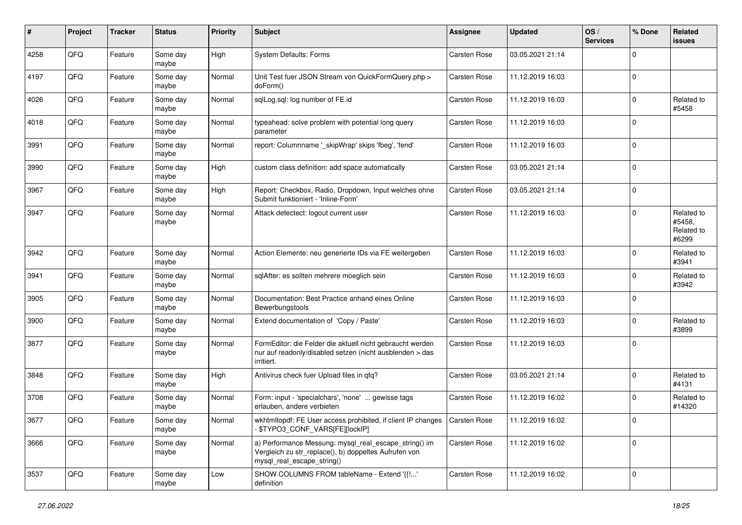| # | Project | Tracker | Status | Priority | Subject | Assignee | Updated | OS / Services | % Done | Related issues |
|---|---|---|---|---|---|---|---|---|---|---|
| 4258 | QFQ | Feature | Some day maybe | High | System Defaults: Forms | Carsten Rose | 03.05.2021 21:14 | | 0 | |
| 4197 | QFQ | Feature | Some day maybe | Normal | Unit Test fuer JSON Stream von QuickFormQuery.php > doForm() | Carsten Rose | 11.12.2019 16:03 | | 0 | |
| 4026 | QFQ | Feature | Some day maybe | Normal | sqlLog.sql: log number of FE.id | Carsten Rose | 11.12.2019 16:03 | | 0 | Related to #5458 |
| 4018 | QFQ | Feature | Some day maybe | Normal | typeahead: solve problem with potential long query parameter | Carsten Rose | 11.12.2019 16:03 | | 0 | |
| 3991 | QFQ | Feature | Some day maybe | Normal | report: Columnname '_skipWrap' skips 'fbeg', 'fend' | Carsten Rose | 11.12.2019 16:03 | | 0 | |
| 3990 | QFQ | Feature | Some day maybe | High | custom class definition: add space automatically | Carsten Rose | 03.05.2021 21:14 | | 0 | |
| 3967 | QFQ | Feature | Some day maybe | High | Report: Checkbox, Radio, Dropdown, Input welches ohne Submit funktioniert - 'Inline-Form' | Carsten Rose | 03.05.2021 21:14 | | 0 | |
| 3947 | QFQ | Feature | Some day maybe | Normal | Attack detectect: logout current user | Carsten Rose | 11.12.2019 16:03 | | 0 | Related to #5458, Related to #6299 |
| 3942 | QFQ | Feature | Some day maybe | Normal | Action Elemente: neu generierte IDs via FE weitergeben | Carsten Rose | 11.12.2019 16:03 | | 0 | Related to #3941 |
| 3941 | QFQ | Feature | Some day maybe | Normal | sqlAfter: es sollten mehrere moeglich sein | Carsten Rose | 11.12.2019 16:03 | | 0 | Related to #3942 |
| 3905 | QFQ | Feature | Some day maybe | Normal | Documentation: Best Practice anhand eines Online Bewerbungstools | Carsten Rose | 11.12.2019 16:03 | | 0 | |
| 3900 | QFQ | Feature | Some day maybe | Normal | Extend documentation of 'Copy / Paste' | Carsten Rose | 11.12.2019 16:03 | | 0 | Related to #3899 |
| 3877 | QFQ | Feature | Some day maybe | Normal | FormEditor: die Felder die aktuell nicht gebraucht werden nur auf readonly/disabled setzen (nicht ausblenden > das irritiert. | Carsten Rose | 11.12.2019 16:03 | | 0 | |
| 3848 | QFQ | Feature | Some day maybe | High | Antivirus check fuer Upload files in qfq? | Carsten Rose | 03.05.2021 21:14 | | 0 | Related to #4131 |
| 3708 | QFQ | Feature | Some day maybe | Normal | Form: input - 'specialchars', 'none' ... gewisse tags erlauben, andere verbieten | Carsten Rose | 11.12.2019 16:02 | | 0 | Related to #14320 |
| 3677 | QFQ | Feature | Some day maybe | Normal | wkhtmltopdf: FE User access prohibited, if client IP changes - $TYPO3_CONF_VARS[FE][lockIP] | Carsten Rose | 11.12.2019 16:02 | | 0 | |
| 3666 | QFQ | Feature | Some day maybe | Normal | a) Performance Messung: mysql_real_escape_string() im Vergleich zu str_replace(), b) doppeltes Aufrufen von mysql_real_escape_string() | Carsten Rose | 11.12.2019 16:02 | | 0 | |
| 3537 | QFQ | Feature | Some day maybe | Low | SHOW COLUMNS FROM tableName - Extend '{{!...' definition | Carsten Rose | 11.12.2019 16:02 | | 0 | |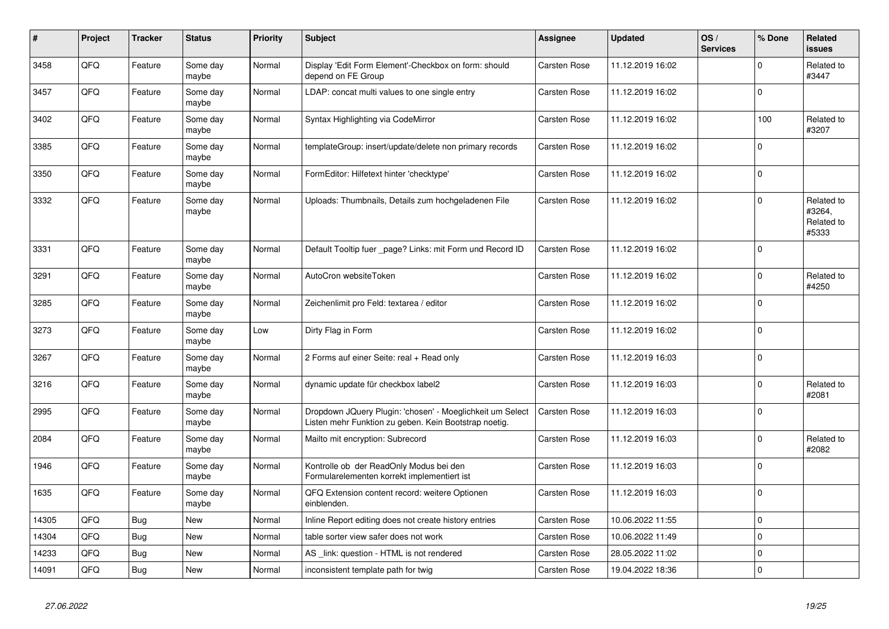| # | Project | Tracker | Status | Priority | Subject | Assignee | Updated | OS / Services | % Done | Related issues |
|---|---|---|---|---|---|---|---|---|---|---|
| 3458 | QFQ | Feature | Some day maybe | Normal | Display 'Edit Form Element'-Checkbox on form: should depend on FE Group | Carsten Rose | 11.12.2019 16:02 | | 0 | Related to #3447 |
| 3457 | QFQ | Feature | Some day maybe | Normal | LDAP: concat multi values to one single entry | Carsten Rose | 11.12.2019 16:02 | | 0 | |
| 3402 | QFQ | Feature | Some day maybe | Normal | Syntax Highlighting via CodeMirror | Carsten Rose | 11.12.2019 16:02 | | 100 | Related to #3207 |
| 3385 | QFQ | Feature | Some day maybe | Normal | templateGroup: insert/update/delete non primary records | Carsten Rose | 11.12.2019 16:02 | | 0 | |
| 3350 | QFQ | Feature | Some day maybe | Normal | FormEditor: Hilfetext hinter 'checktype' | Carsten Rose | 11.12.2019 16:02 | | 0 | |
| 3332 | QFQ | Feature | Some day maybe | Normal | Uploads: Thumbnails, Details zum hochgeladenen File | Carsten Rose | 11.12.2019 16:02 | | 0 | Related to #3264, Related to #5333 |
| 3331 | QFQ | Feature | Some day maybe | Normal | Default Tooltip fuer _page? Links: mit Form und Record ID | Carsten Rose | 11.12.2019 16:02 | | 0 | |
| 3291 | QFQ | Feature | Some day maybe | Normal | AutoCron websiteToken | Carsten Rose | 11.12.2019 16:02 | | 0 | Related to #4250 |
| 3285 | QFQ | Feature | Some day maybe | Normal | Zeichenlimit pro Feld: textarea / editor | Carsten Rose | 11.12.2019 16:02 | | 0 | |
| 3273 | QFQ | Feature | Some day maybe | Low | Dirty Flag in Form | Carsten Rose | 11.12.2019 16:02 | | 0 | |
| 3267 | QFQ | Feature | Some day maybe | Normal | 2 Forms auf einer Seite: real + Read only | Carsten Rose | 11.12.2019 16:03 | | 0 | |
| 3216 | QFQ | Feature | Some day maybe | Normal | dynamic update für checkbox label2 | Carsten Rose | 11.12.2019 16:03 | | 0 | Related to #2081 |
| 2995 | QFQ | Feature | Some day maybe | Normal | Dropdown JQuery Plugin: 'chosen' - Moeglichkeit um Select Listen mehr Funktion zu geben. Kein Bootstrap noetig. | Carsten Rose | 11.12.2019 16:03 | | 0 | |
| 2084 | QFQ | Feature | Some day maybe | Normal | Mailto mit encryption: Subrecord | Carsten Rose | 11.12.2019 16:03 | | 0 | Related to #2082 |
| 1946 | QFQ | Feature | Some day maybe | Normal | Kontrolle ob der ReadOnly Modus bei den Formularelementen korrekt implementiert ist | Carsten Rose | 11.12.2019 16:03 | | 0 | |
| 1635 | QFQ | Feature | Some day maybe | Normal | QFQ Extension content record: weitere Optionen einblenden. | Carsten Rose | 11.12.2019 16:03 | | 0 | |
| 14305 | QFQ | Bug | New | Normal | Inline Report editing does not create history entries | Carsten Rose | 10.06.2022 11:55 | | 0 | |
| 14304 | QFQ | Bug | New | Normal | table sorter view safer does not work | Carsten Rose | 10.06.2022 11:49 | | 0 | |
| 14233 | QFQ | Bug | New | Normal | AS _link: question - HTML is not rendered | Carsten Rose | 28.05.2022 11:02 | | 0 | |
| 14091 | QFQ | Bug | New | Normal | inconsistent template path for twig | Carsten Rose | 19.04.2022 18:36 | | 0 | |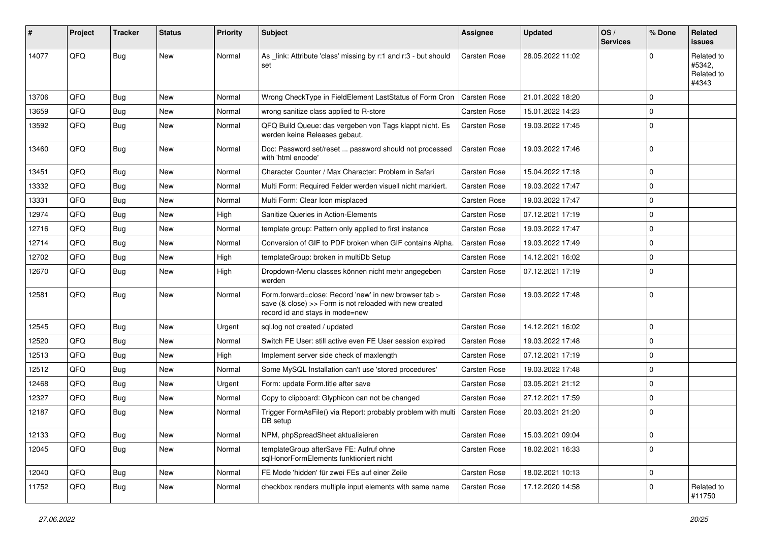| # | Project | Tracker | Status | Priority | Subject | Assignee | Updated | OS / Services | % Done | Related issues |
|---|---|---|---|---|---|---|---|---|---|---|
| 14077 | QFQ | Bug | New | Normal | As _link: Attribute 'class' missing by r:1 and r:3 - but should set | Carsten Rose | 28.05.2022 11:02 | | 0 | Related to #5342, Related to #4343 |
| 13706 | QFQ | Bug | New | Normal | Wrong CheckType in FieldElement LastStatus of Form Cron | Carsten Rose | 21.01.2022 18:20 | | 0 | |
| 13659 | QFQ | Bug | New | Normal | wrong sanitize class applied to R-store | Carsten Rose | 15.01.2022 14:23 | | 0 | |
| 13592 | QFQ | Bug | New | Normal | QFQ Build Queue: das vergeben von Tags klappt nicht. Es werden keine Releases gebaut. | Carsten Rose | 19.03.2022 17:45 | | 0 | |
| 13460 | QFQ | Bug | New | Normal | Doc: Password set/reset ... password should not processed with 'html encode' | Carsten Rose | 19.03.2022 17:46 | | 0 | |
| 13451 | QFQ | Bug | New | Normal | Character Counter / Max Character: Problem in Safari | Carsten Rose | 15.04.2022 17:18 | | 0 | |
| 13332 | QFQ | Bug | New | Normal | Multi Form: Required Felder werden visuell nicht markiert. | Carsten Rose | 19.03.2022 17:47 | | 0 | |
| 13331 | QFQ | Bug | New | Normal | Multi Form: Clear Icon misplaced | Carsten Rose | 19.03.2022 17:47 | | 0 | |
| 12974 | QFQ | Bug | New | High | Sanitize Queries in Action-Elements | Carsten Rose | 07.12.2021 17:19 | | 0 | |
| 12716 | QFQ | Bug | New | Normal | template group: Pattern only applied to first instance | Carsten Rose | 19.03.2022 17:47 | | 0 | |
| 12714 | QFQ | Bug | New | Normal | Conversion of GIF to PDF broken when GIF contains Alpha. | Carsten Rose | 19.03.2022 17:49 | | 0 | |
| 12702 | QFQ | Bug | New | High | templateGroup: broken in multiDb Setup | Carsten Rose | 14.12.2021 16:02 | | 0 | |
| 12670 | QFQ | Bug | New | High | Dropdown-Menu classes können nicht mehr angegeben werden | Carsten Rose | 07.12.2021 17:19 | | 0 | |
| 12581 | QFQ | Bug | New | Normal | Form.forward=close: Record 'new' in new browser tab > save (& close) >> Form is not reloaded with new created record id and stays in mode=new | Carsten Rose | 19.03.2022 17:48 | | 0 | |
| 12545 | QFQ | Bug | New | Urgent | sql.log not created / updated | Carsten Rose | 14.12.2021 16:02 | | 0 | |
| 12520 | QFQ | Bug | New | Normal | Switch FE User: still active even FE User session expired | Carsten Rose | 19.03.2022 17:48 | | 0 | |
| 12513 | QFQ | Bug | New | High | Implement server side check of maxlength | Carsten Rose | 07.12.2021 17:19 | | 0 | |
| 12512 | QFQ | Bug | New | Normal | Some MySQL Installation can't use 'stored procedures' | Carsten Rose | 19.03.2022 17:48 | | 0 | |
| 12468 | QFQ | Bug | New | Urgent | Form: update Form.title after save | Carsten Rose | 03.05.2021 21:12 | | 0 | |
| 12327 | QFQ | Bug | New | Normal | Copy to clipboard: Glyphicon can not be changed | Carsten Rose | 27.12.2021 17:59 | | 0 | |
| 12187 | QFQ | Bug | New | Normal | Trigger FormAsFile() via Report: probably problem with multi DB setup | Carsten Rose | 20.03.2021 21:20 | | 0 | |
| 12133 | QFQ | Bug | New | Normal | NPM, phpSpreadSheet aktualisieren | Carsten Rose | 15.03.2021 09:04 | | 0 | |
| 12045 | QFQ | Bug | New | Normal | templateGroup afterSave FE: Aufruf ohne sqlHonorFormElements funktioniert nicht | Carsten Rose | 18.02.2021 16:33 | | 0 | |
| 12040 | QFQ | Bug | New | Normal | FE Mode 'hidden' für zwei FEs auf einer Zeile | Carsten Rose | 18.02.2021 10:13 | | 0 | |
| 11752 | QFQ | Bug | New | Normal | checkbox renders multiple input elements with same name | Carsten Rose | 17.12.2020 14:58 | | 0 | Related to #11750 |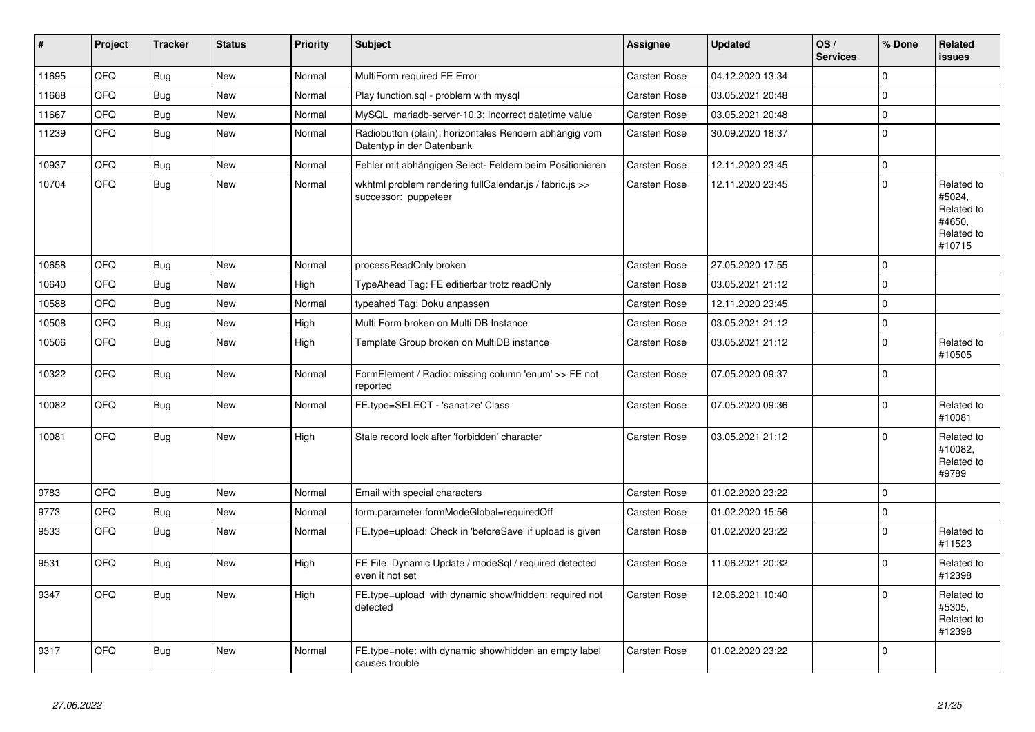| # | Project | Tracker | Status | Priority | Subject | Assignee | Updated | OS / Services | % Done | Related issues |
|---|---|---|---|---|---|---|---|---|---|---|
| 11695 | QFQ | Bug | New | Normal | MultiForm required FE Error | Carsten Rose | 04.12.2020 13:34 | | 0 | |
| 11668 | QFQ | Bug | New | Normal | Play function.sql - problem with mysql | Carsten Rose | 03.05.2021 20:48 | | 0 | |
| 11667 | QFQ | Bug | New | Normal | MySQL mariadb-server-10.3: Incorrect datetime value | Carsten Rose | 03.05.2021 20:48 | | 0 | |
| 11239 | QFQ | Bug | New | Normal | Radiobutton (plain): horizontales Rendern abhängig vom Datentyp in der Datenbank | Carsten Rose | 30.09.2020 18:37 | | 0 | |
| 10937 | QFQ | Bug | New | Normal | Fehler mit abhängigen Select- Feldern beim Positionieren | Carsten Rose | 12.11.2020 23:45 | | 0 | |
| 10704 | QFQ | Bug | New | Normal | wkhtml problem rendering fullCalendar.js / fabric.js >> successor: puppeteer | Carsten Rose | 12.11.2020 23:45 | | 0 | Related to #5024, Related to #4650, Related to #10715 |
| 10658 | QFQ | Bug | New | Normal | processReadOnly broken | Carsten Rose | 27.05.2020 17:55 | | 0 | |
| 10640 | QFQ | Bug | New | High | TypeAhead Tag: FE editierbar trotz readOnly | Carsten Rose | 03.05.2021 21:12 | | 0 | |
| 10588 | QFQ | Bug | New | Normal | typeahed Tag: Doku anpassen | Carsten Rose | 12.11.2020 23:45 | | 0 | |
| 10508 | QFQ | Bug | New | High | Multi Form broken on Multi DB Instance | Carsten Rose | 03.05.2021 21:12 | | 0 | |
| 10506 | QFQ | Bug | New | High | Template Group broken on MultiDB instance | Carsten Rose | 03.05.2021 21:12 | | 0 | Related to #10505 |
| 10322 | QFQ | Bug | New | Normal | FormElement / Radio: missing column 'enum' >> FE not reported | Carsten Rose | 07.05.2020 09:37 | | 0 | |
| 10082 | QFQ | Bug | New | Normal | FE.type=SELECT - 'sanatize' Class | Carsten Rose | 07.05.2020 09:36 | | 0 | Related to #10081 |
| 10081 | QFQ | Bug | New | High | Stale record lock after 'forbidden' character | Carsten Rose | 03.05.2021 21:12 | | 0 | Related to #10082, Related to #9789 |
| 9783 | QFQ | Bug | New | Normal | Email with special characters | Carsten Rose | 01.02.2020 23:22 | | 0 | |
| 9773 | QFQ | Bug | New | Normal | form.parameter.formModeGlobal=requiredOff | Carsten Rose | 01.02.2020 15:56 | | 0 | |
| 9533 | QFQ | Bug | New | Normal | FE.type=upload: Check in 'beforeSave' if upload is given | Carsten Rose | 01.02.2020 23:22 | | 0 | Related to #11523 |
| 9531 | QFQ | Bug | New | High | FE File: Dynamic Update / modeSql / required detected even it not set | Carsten Rose | 11.06.2021 20:32 | | 0 | Related to #12398 |
| 9347 | QFQ | Bug | New | High | FE.type=upload with dynamic show/hidden: required not detected | Carsten Rose | 12.06.2021 10:40 | | 0 | Related to #5305, Related to #12398 |
| 9317 | QFQ | Bug | New | Normal | FE.type=note: with dynamic show/hidden an empty label causes trouble | Carsten Rose | 01.02.2020 23:22 | | 0 | |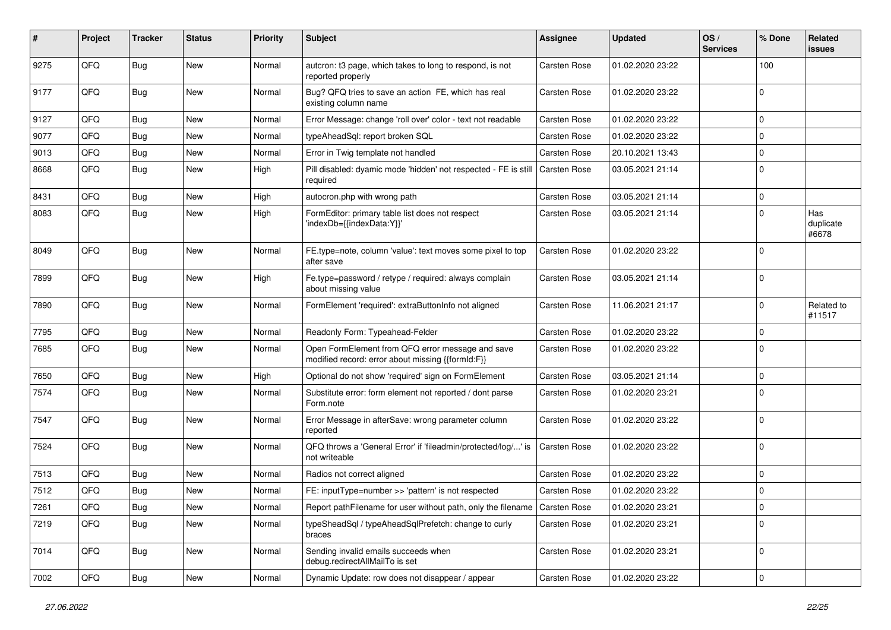| # | Project | Tracker | Status | Priority | Subject | Assignee | Updated | OS / Services | % Done | Related issues |
|---|---|---|---|---|---|---|---|---|---|---|
| 9275 | QFQ | Bug | New | Normal | autcron: t3 page, which takes to long to respond, is not reported properly | Carsten Rose | 01.02.2020 23:22 | | 100 | |
| 9177 | QFQ | Bug | New | Normal | Bug? QFQ tries to save an action FE, which has real existing column name | Carsten Rose | 01.02.2020 23:22 | | 0 | |
| 9127 | QFQ | Bug | New | Normal | Error Message: change 'roll over' color - text not readable | Carsten Rose | 01.02.2020 23:22 | | 0 | |
| 9077 | QFQ | Bug | New | Normal | typeAheadSql: report broken SQL | Carsten Rose | 01.02.2020 23:22 | | 0 | |
| 9013 | QFQ | Bug | New | Normal | Error in Twig template not handled | Carsten Rose | 20.10.2021 13:43 | | 0 | |
| 8668 | QFQ | Bug | New | High | Pill disabled: dyamic mode 'hidden' not respected - FE is still required | Carsten Rose | 03.05.2021 21:14 | | 0 | |
| 8431 | QFQ | Bug | New | High | autocron.php with wrong path | Carsten Rose | 03.05.2021 21:14 | | 0 | |
| 8083 | QFQ | Bug | New | High | FormEditor: primary table list does not respect 'indexDb={{indexData:Y}}' | Carsten Rose | 03.05.2021 21:14 | | 0 | Has duplicate #6678 |
| 8049 | QFQ | Bug | New | Normal | FE.type=note, column 'value': text moves some pixel to top after save | Carsten Rose | 01.02.2020 23:22 | | 0 | |
| 7899 | QFQ | Bug | New | High | Fe.type=password / retype / required: always complain about missing value | Carsten Rose | 03.05.2021 21:14 | | 0 | |
| 7890 | QFQ | Bug | New | Normal | FormElement 'required': extraButtonInfo not aligned | Carsten Rose | 11.06.2021 21:17 | | 0 | Related to #11517 |
| 7795 | QFQ | Bug | New | Normal | Readonly Form: Typeahead-Felder | Carsten Rose | 01.02.2020 23:22 | | 0 | |
| 7685 | QFQ | Bug | New | Normal | Open FormElement from QFQ error message and save modified record: error about missing {{formId:F}} | Carsten Rose | 01.02.2020 23:22 | | 0 | |
| 7650 | QFQ | Bug | New | High | Optional do not show 'required' sign on FormElement | Carsten Rose | 03.05.2021 21:14 | | 0 | |
| 7574 | QFQ | Bug | New | Normal | Substitute error: form element not reported / dont parse Form.note | Carsten Rose | 01.02.2020 23:21 | | 0 | |
| 7547 | QFQ | Bug | New | Normal | Error Message in afterSave: wrong parameter column reported | Carsten Rose | 01.02.2020 23:22 | | 0 | |
| 7524 | QFQ | Bug | New | Normal | QFQ throws a 'General Error' if 'fileadmin/protected/log/...' is not writeable | Carsten Rose | 01.02.2020 23:22 | | 0 | |
| 7513 | QFQ | Bug | New | Normal | Radios not correct aligned | Carsten Rose | 01.02.2020 23:22 | | 0 | |
| 7512 | QFQ | Bug | New | Normal | FE: inputType=number >> 'pattern' is not respected | Carsten Rose | 01.02.2020 23:22 | | 0 | |
| 7261 | QFQ | Bug | New | Normal | Report pathFilename for user without path, only the filename | Carsten Rose | 01.02.2020 23:21 | | 0 | |
| 7219 | QFQ | Bug | New | Normal | typeSheadSql / typeAheadSqlPrefetch: change to curly braces | Carsten Rose | 01.02.2020 23:21 | | 0 | |
| 7014 | QFQ | Bug | New | Normal | Sending invalid emails succeeds when debug.redirectAllMailTo is set | Carsten Rose | 01.02.2020 23:21 | | 0 | |
| 7002 | QFQ | Bug | New | Normal | Dynamic Update: row does not disappear / appear | Carsten Rose | 01.02.2020 23:22 | | 0 | |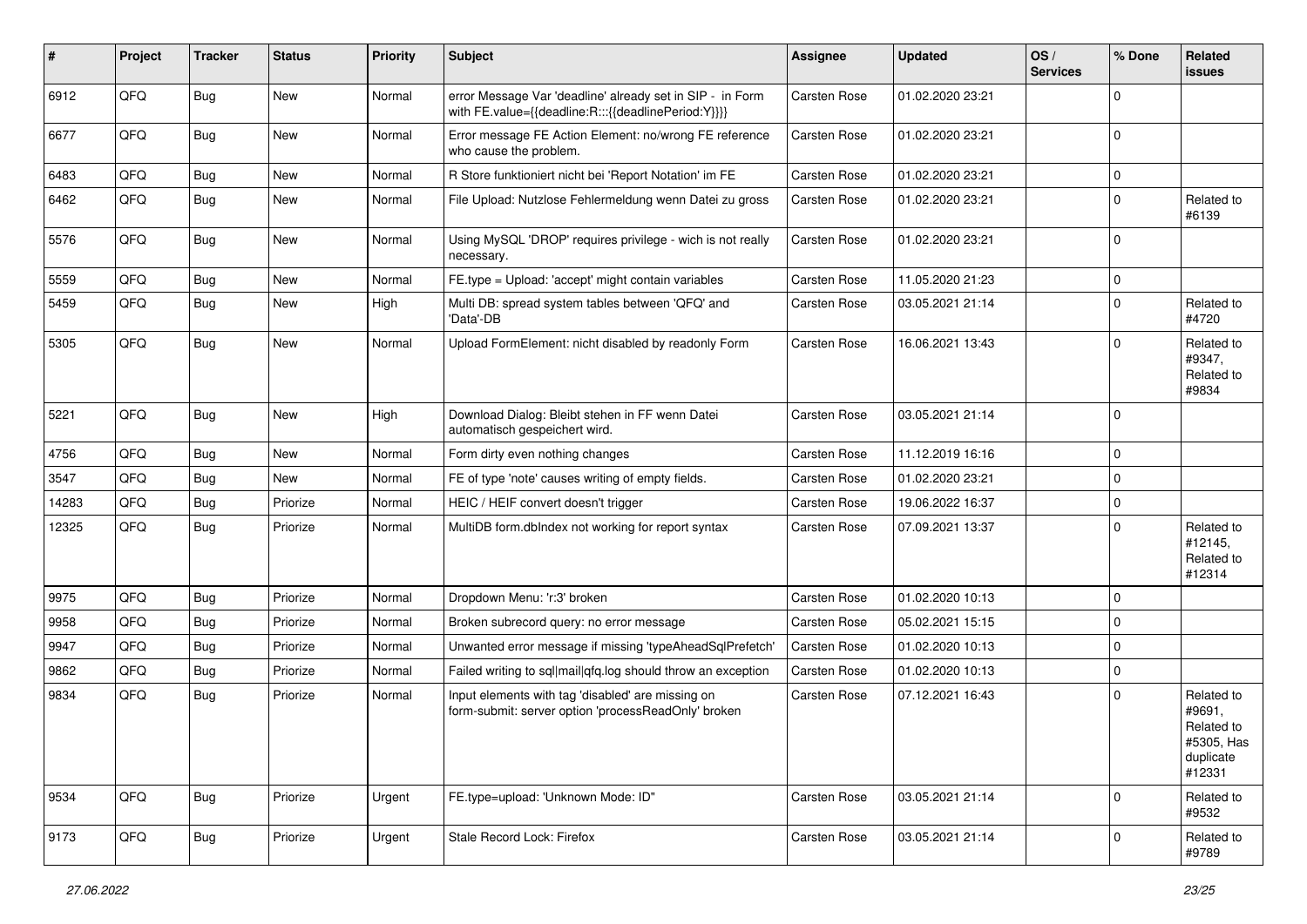| # | Project | Tracker | Status | Priority | Subject | Assignee | Updated | OS / Services | % Done | Related issues |
|---|---|---|---|---|---|---|---|---|---|---|
| 6912 | QFQ | Bug | New | Normal | error Message Var 'deadline' already set in SIP - in Form with FE.value={{deadline:R:::{{deadlinePeriod:Y}}}} | Carsten Rose | 01.02.2020 23:21 | | 0 | |
| 6677 | QFQ | Bug | New | Normal | Error message FE Action Element: no/wrong FE reference who cause the problem. | Carsten Rose | 01.02.2020 23:21 | | 0 | |
| 6483 | QFQ | Bug | New | Normal | R Store funktioniert nicht bei 'Report Notation' im FE | Carsten Rose | 01.02.2020 23:21 | | 0 | |
| 6462 | QFQ | Bug | New | Normal | File Upload: Nutzlose Fehlermeldung wenn Datei zu gross | Carsten Rose | 01.02.2020 23:21 | | 0 | Related to #6139 |
| 5576 | QFQ | Bug | New | Normal | Using MySQL 'DROP' requires privilege - wich is not really necessary. | Carsten Rose | 01.02.2020 23:21 | | 0 | |
| 5559 | QFQ | Bug | New | Normal | FE.type = Upload: 'accept' might contain variables | Carsten Rose | 11.05.2020 21:23 | | 0 | |
| 5459 | QFQ | Bug | New | High | Multi DB: spread system tables between 'QFQ' and 'Data'-DB | Carsten Rose | 03.05.2021 21:14 | | 0 | Related to #4720 |
| 5305 | QFQ | Bug | New | Normal | Upload FormElement: nicht disabled by readonly Form | Carsten Rose | 16.06.2021 13:43 | | 0 | Related to #9347, Related to #9834 |
| 5221 | QFQ | Bug | New | High | Download Dialog: Bleibt stehen in FF wenn Datei automatisch gespeichert wird. | Carsten Rose | 03.05.2021 21:14 | | 0 | |
| 4756 | QFQ | Bug | New | Normal | Form dirty even nothing changes | Carsten Rose | 11.12.2019 16:16 | | 0 | |
| 3547 | QFQ | Bug | New | Normal | FE of type 'note' causes writing of empty fields. | Carsten Rose | 01.02.2020 23:21 | | 0 | |
| 14283 | QFQ | Bug | Priorize | Normal | HEIC / HEIF convert doesn't trigger | Carsten Rose | 19.06.2022 16:37 | | 0 | |
| 12325 | QFQ | Bug | Priorize | Normal | MultiDB form.dbIndex not working for report syntax | Carsten Rose | 07.09.2021 13:37 | | 0 | Related to #12145, Related to #12314 |
| 9975 | QFQ | Bug | Priorize | Normal | Dropdown Menu: 'r:3' broken | Carsten Rose | 01.02.2020 10:13 | | 0 | |
| 9958 | QFQ | Bug | Priorize | Normal | Broken subrecord query: no error message | Carsten Rose | 05.02.2021 15:15 | | 0 | |
| 9947 | QFQ | Bug | Priorize | Normal | Unwanted error message if missing 'typeAheadSqlPrefetch' | Carsten Rose | 01.02.2020 10:13 | | 0 | |
| 9862 | QFQ | Bug | Priorize | Normal | Failed writing to sql\|mail\|qfq.log should throw an exception | Carsten Rose | 01.02.2020 10:13 | | 0 | |
| 9834 | QFQ | Bug | Priorize | Normal | Input elements with tag 'disabled' are missing on form-submit: server option 'processReadOnly' broken | Carsten Rose | 07.12.2021 16:43 | | 0 | Related to #9691, Related to #5305, Has duplicate #12331 |
| 9534 | QFQ | Bug | Priorize | Urgent | FE.type=upload: 'Unknown Mode: ID" | Carsten Rose | 03.05.2021 21:14 | | 0 | Related to #9532 |
| 9173 | QFQ | Bug | Priorize | Urgent | Stale Record Lock: Firefox | Carsten Rose | 03.05.2021 21:14 | | 0 | Related to #9789 |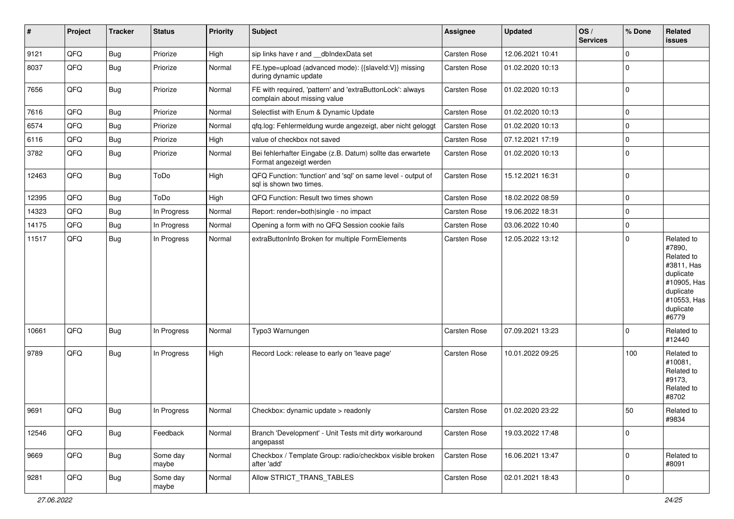| # | Project | Tracker | Status | Priority | Subject | Assignee | Updated | OS / Services | % Done | Related issues |
|---|---|---|---|---|---|---|---|---|---|---|
| 9121 | QFQ | Bug | Priorize | High | sip links have r and __dbIndexData set | Carsten Rose | 12.06.2021 10:41 | | 0 | |
| 8037 | QFQ | Bug | Priorize | Normal | FE.type=upload (advanced mode): {{slaveId:V}} missing during dynamic update | Carsten Rose | 01.02.2020 10:13 | | 0 | |
| 7656 | QFQ | Bug | Priorize | Normal | FE with required, 'pattern' and 'extraButtonLock': always complain about missing value | Carsten Rose | 01.02.2020 10:13 | | 0 | |
| 7616 | QFQ | Bug | Priorize | Normal | Selectlist with Enum & Dynamic Update | Carsten Rose | 01.02.2020 10:13 | | 0 | |
| 6574 | QFQ | Bug | Priorize | Normal | qfq.log: Fehlermeldung wurde angezeigt, aber nicht geloggt | Carsten Rose | 01.02.2020 10:13 | | 0 | |
| 6116 | QFQ | Bug | Priorize | High | value of checkbox not saved | Carsten Rose | 07.12.2021 17:19 | | 0 | |
| 3782 | QFQ | Bug | Priorize | Normal | Bei fehlerhafter Eingabe (z.B. Datum) sollte das erwartete Format angezeigt werden | Carsten Rose | 01.02.2020 10:13 | | 0 | |
| 12463 | QFQ | Bug | ToDo | High | QFQ Function: 'function' and 'sql' on same level - output of sql is shown two times. | Carsten Rose | 15.12.2021 16:31 | | 0 | |
| 12395 | QFQ | Bug | ToDo | High | QFQ Function: Result two times shown | Carsten Rose | 18.02.2022 08:59 | | 0 | |
| 14323 | QFQ | Bug | In Progress | Normal | Report: render=both\|single - no impact | Carsten Rose | 19.06.2022 18:31 | | 0 | |
| 14175 | QFQ | Bug | In Progress | Normal | Opening a form with no QFQ Session cookie fails | Carsten Rose | 03.06.2022 10:40 | | 0 | |
| 11517 | QFQ | Bug | In Progress | Normal | extraButtonInfo Broken for multiple FormElements | Carsten Rose | 12.05.2022 13:12 | | 0 | Related to #7890, Related to #3811, Has duplicate #10905, Has duplicate #10553, Has duplicate #6779 |
| 10661 | QFQ | Bug | In Progress | Normal | Typo3 Warnungen | Carsten Rose | 07.09.2021 13:23 | | 0 | Related to #12440 |
| 9789 | QFQ | Bug | In Progress | High | Record Lock: release to early on 'leave page' | Carsten Rose | 10.01.2022 09:25 | | 100 | Related to #10081, Related to #9173, Related to #8702 |
| 9691 | QFQ | Bug | In Progress | Normal | Checkbox: dynamic update > readonly | Carsten Rose | 01.02.2020 23:22 | | 50 | Related to #9834 |
| 12546 | QFQ | Bug | Feedback | Normal | Branch 'Development' - Unit Tests mit dirty workaround angepasst | Carsten Rose | 19.03.2022 17:48 | | 0 | |
| 9669 | QFQ | Bug | Some day maybe | Normal | Checkbox / Template Group: radio/checkbox visible broken after 'add' | Carsten Rose | 16.06.2021 13:47 | | 0 | Related to #8091 |
| 9281 | QFQ | Bug | Some day maybe | Normal | Allow STRICT_TRANS_TABLES | Carsten Rose | 02.01.2021 18:43 | | 0 | |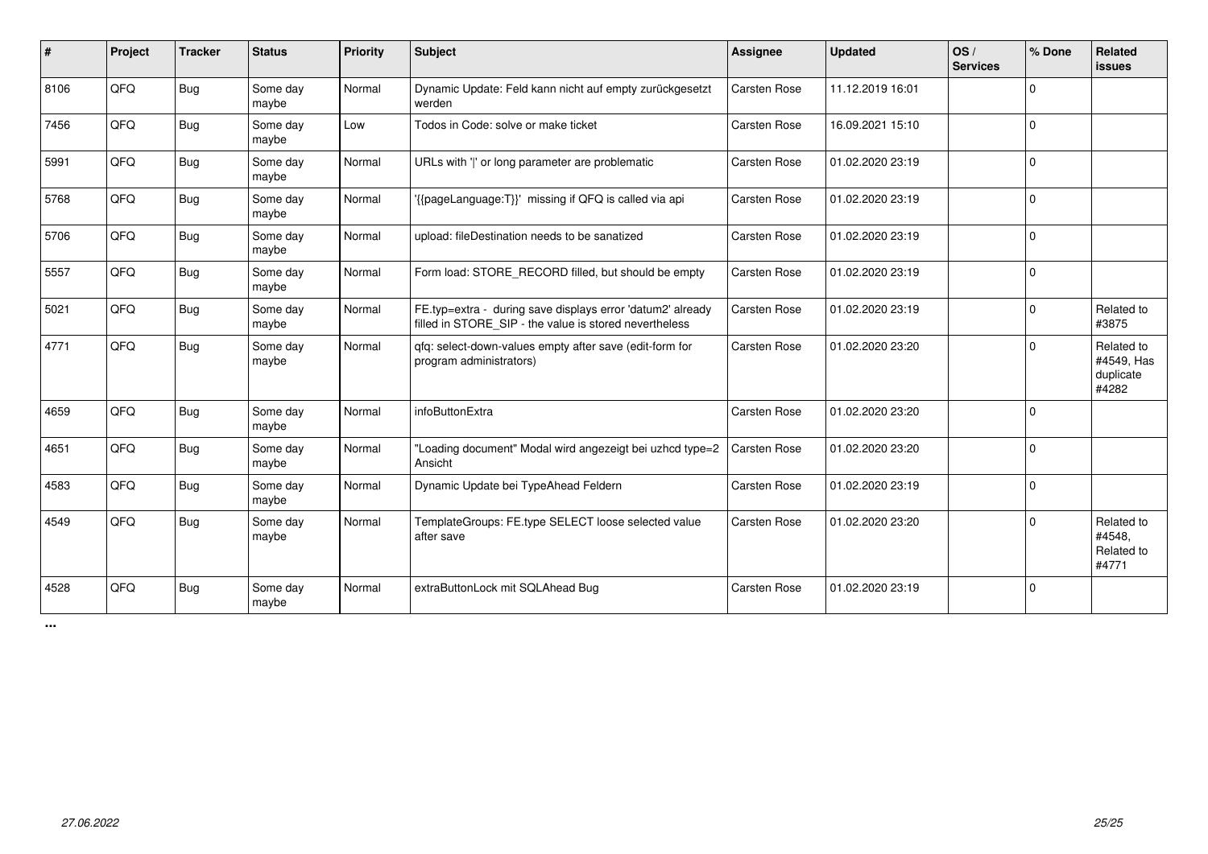| # | Project | Tracker | Status | Priority | Subject | Assignee | Updated | OS / Services | % Done | Related issues |
|---|---|---|---|---|---|---|---|---|---|---|
| 8106 | QFQ | Bug | Some day maybe | Normal | Dynamic Update: Feld kann nicht auf empty zurückgesetzt werden | Carsten Rose | 11.12.2019 16:01 | | 0 | |
| 7456 | QFQ | Bug | Some day maybe | Low | Todos in Code: solve or make ticket | Carsten Rose | 16.09.2021 15:10 | | 0 | |
| 5991 | QFQ | Bug | Some day maybe | Normal | URLs with '\|' or long parameter are problematic | Carsten Rose | 01.02.2020 23:19 | | 0 | |
| 5768 | QFQ | Bug | Some day maybe | Normal | '{{pageLanguage:T}}' missing if QFQ is called via api | Carsten Rose | 01.02.2020 23:19 | | 0 | |
| 5706 | QFQ | Bug | Some day maybe | Normal | upload: fileDestination needs to be sanatized | Carsten Rose | 01.02.2020 23:19 | | 0 | |
| 5557 | QFQ | Bug | Some day maybe | Normal | Form load: STORE_RECORD filled, but should be empty | Carsten Rose | 01.02.2020 23:19 | | 0 | |
| 5021 | QFQ | Bug | Some day maybe | Normal | FE.typ=extra - during save displays error 'datum2' already filled in STORE_SIP - the value is stored nevertheless | Carsten Rose | 01.02.2020 23:19 | | 0 | Related to #3875 |
| 4771 | QFQ | Bug | Some day maybe | Normal | qfq: select-down-values empty after save (edit-form for program administrators) | Carsten Rose | 01.02.2020 23:20 | | 0 | Related to #4549, Has duplicate #4282 |
| 4659 | QFQ | Bug | Some day maybe | Normal | infoButtonExtra | Carsten Rose | 01.02.2020 23:20 | | 0 | |
| 4651 | QFQ | Bug | Some day maybe | Normal | "Loading document" Modal wird angezeigt bei uzhcd type=2 Ansicht | Carsten Rose | 01.02.2020 23:20 | | 0 | |
| 4583 | QFQ | Bug | Some day maybe | Normal | Dynamic Update bei TypeAhead Feldern | Carsten Rose | 01.02.2020 23:19 | | 0 | |
| 4549 | QFQ | Bug | Some day maybe | Normal | TemplateGroups: FE.type SELECT loose selected value after save | Carsten Rose | 01.02.2020 23:20 | | 0 | Related to #4548, Related to #4771 |
| 4528 | QFQ | Bug | Some day maybe | Normal | extraButtonLock mit SQLAhead Bug | Carsten Rose | 01.02.2020 23:19 | | 0 | |

...